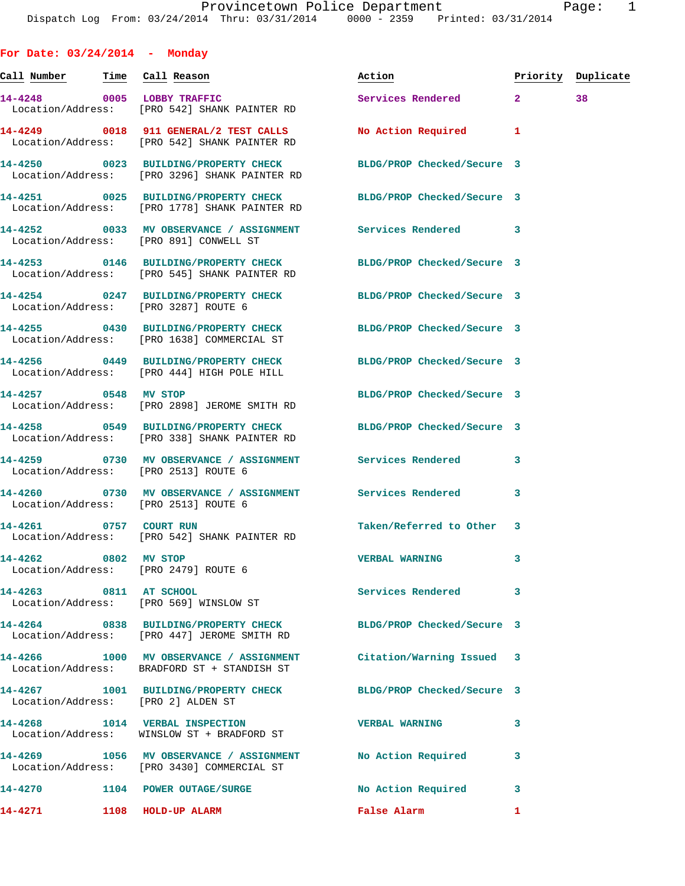Provincetown Police Department Page: 1
Dispatch Log From: 03/24/2014 Thru: 03/31/2014 0000 - 2359 Printed: 03/31/2014

## For Date: 03/24/2014 - Monday

| Call Number | Time | Call Reason | Action | Priority | Duplicate |
|---|---|---|---|---|---|
| 14-4248 | 0005 | LOBBY TRAFFIC | Services Rendered | 2 | 38 |
| Location/Address: | | [PRO 542] SHANK PAINTER RD | | | |
| 14-4249 | 0018 | 911 GENERAL/2 TEST CALLS | No Action Required | 1 | |
| Location/Address: | | [PRO 542] SHANK PAINTER RD | | | |
| 14-4250 | 0023 | BUILDING/PROPERTY CHECK | BLDG/PROP Checked/Secure | 3 | |
| Location/Address: | | [PRO 3296] SHANK PAINTER RD | | | |
| 14-4251 | 0025 | BUILDING/PROPERTY CHECK | BLDG/PROP Checked/Secure | 3 | |
| Location/Address: | | [PRO 1778] SHANK PAINTER RD | | | |
| 14-4252 | 0033 | MV OBSERVANCE / ASSIGNMENT | Services Rendered | 3 | |
| Location/Address: | | [PRO 891] CONWELL ST | | | |
| 14-4253 | 0146 | BUILDING/PROPERTY CHECK | BLDG/PROP Checked/Secure | 3 | |
| Location/Address: | | [PRO 545] SHANK PAINTER RD | | | |
| 14-4254 | 0247 | BUILDING/PROPERTY CHECK | BLDG/PROP Checked/Secure | 3 | |
| Location/Address: | | [PRO 3287] ROUTE 6 | | | |
| 14-4255 | 0430 | BUILDING/PROPERTY CHECK | BLDG/PROP Checked/Secure | 3 | |
| Location/Address: | | [PRO 1638] COMMERCIAL ST | | | |
| 14-4256 | 0449 | BUILDING/PROPERTY CHECK | BLDG/PROP Checked/Secure | 3 | |
| Location/Address: | | [PRO 444] HIGH POLE HILL | | | |
| 14-4257 | 0548 | MV STOP | BLDG/PROP Checked/Secure | 3 | |
| Location/Address: | | [PRO 2898] JEROME SMITH RD | | | |
| 14-4258 | 0549 | BUILDING/PROPERTY CHECK | BLDG/PROP Checked/Secure | 3 | |
| Location/Address: | | [PRO 338] SHANK PAINTER RD | | | |
| 14-4259 | 0730 | MV OBSERVANCE / ASSIGNMENT | Services Rendered | 3 | |
| Location/Address: | | [PRO 2513] ROUTE 6 | | | |
| 14-4260 | 0730 | MV OBSERVANCE / ASSIGNMENT | Services Rendered | 3 | |
| Location/Address: | | [PRO 2513] ROUTE 6 | | | |
| 14-4261 | 0757 | COURT RUN | Taken/Referred to Other | 3 | |
| Location/Address: | | [PRO 542] SHANK PAINTER RD | | | |
| 14-4262 | 0802 | MV STOP | VERBAL WARNING | 3 | |
| Location/Address: | | [PRO 2479] ROUTE 6 | | | |
| 14-4263 | 0811 | AT SCHOOL | Services Rendered | 3 | |
| Location/Address: | | [PRO 569] WINSLOW ST | | | |
| 14-4264 | 0838 | BUILDING/PROPERTY CHECK | BLDG/PROP Checked/Secure | 3 | |
| Location/Address: | | [PRO 447] JEROME SMITH RD | | | |
| 14-4266 | 1000 | MV OBSERVANCE / ASSIGNMENT | Citation/Warning Issued | 3 | |
| Location/Address: | | BRADFORD ST + STANDISH ST | | | |
| 14-4267 | 1001 | BUILDING/PROPERTY CHECK | BLDG/PROP Checked/Secure | 3 | |
| Location/Address: | | [PRO 2] ALDEN ST | | | |
| 14-4268 | 1014 | VERBAL INSPECTION | VERBAL WARNING | 3 | |
| Location/Address: | | WINSLOW ST + BRADFORD ST | | | |
| 14-4269 | 1056 | MV OBSERVANCE / ASSIGNMENT | No Action Required | 3 | |
| Location/Address: | | [PRO 3430] COMMERCIAL ST | | | |
| 14-4270 | 1104 | POWER OUTAGE/SURGE | No Action Required | 3 | |
| 14-4271 | 1108 | HOLD-UP ALARM | False Alarm | 1 | |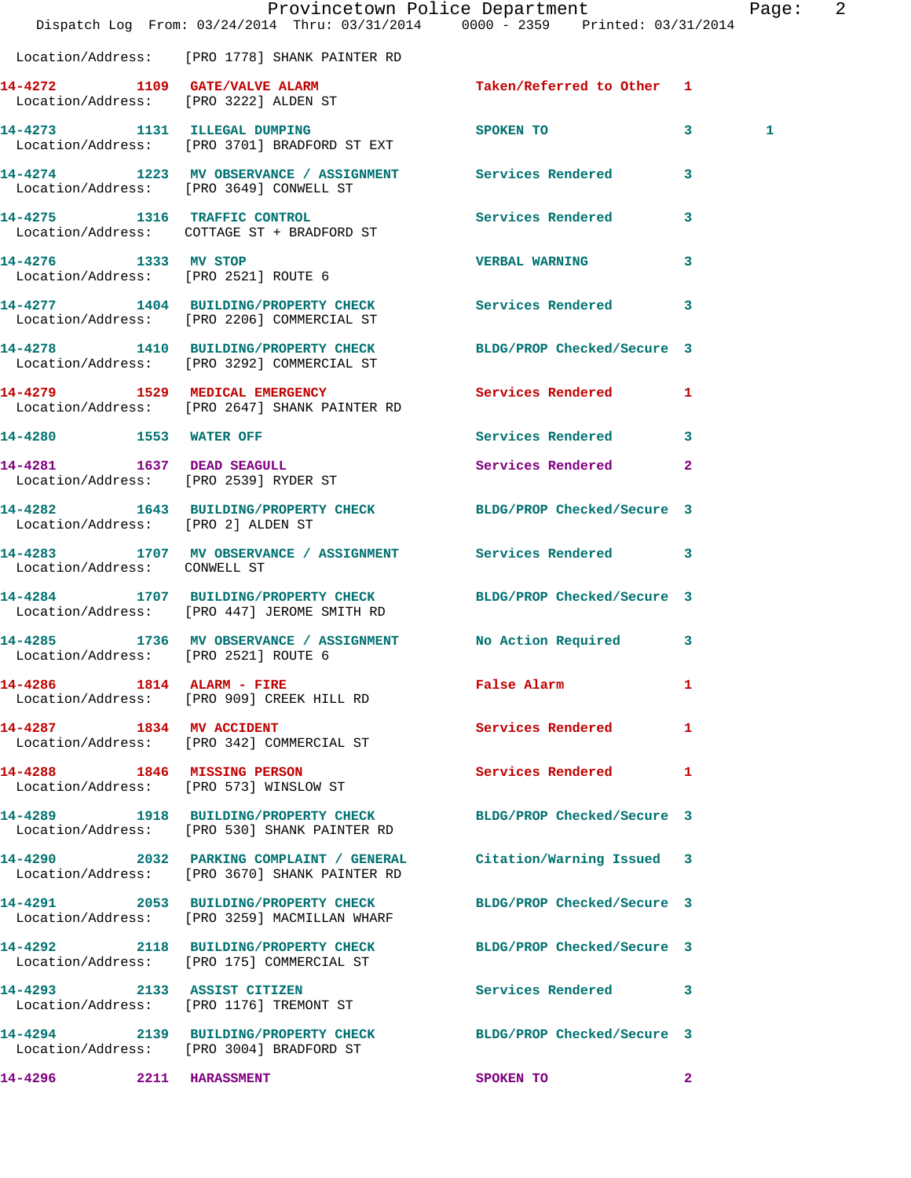Location/Address: [PRO 1778] SHANK PAINTER RD

| Call # | Time | Call Reason | Action | Priority | |
|---|---|---|---|---|---|
| 14-4272 | 1109 | GATE/VALVE ALARM | Taken/Referred to Other | 1 | |
| | | Location/Address: [PRO 3222] ALDEN ST | | | |
| 14-4273 | 1131 | ILLEGAL DUMPING | SPOKEN TO | 3 | 1 |
| | | Location/Address: [PRO 3701] BRADFORD ST EXT | | | |
| 14-4274 | 1223 | MV OBSERVANCE / ASSIGNMENT | Services Rendered | 3 | |
| | | Location/Address: [PRO 3649] CONWELL ST | | | |
| 14-4275 | 1316 | TRAFFIC CONTROL | Services Rendered | 3 | |
| | | Location/Address: COTTAGE ST + BRADFORD ST | | | |
| 14-4276 | 1333 | MV STOP | VERBAL WARNING | 3 | |
| | | Location/Address: [PRO 2521] ROUTE 6 | | | |
| 14-4277 | 1404 | BUILDING/PROPERTY CHECK | Services Rendered | 3 | |
| | | Location/Address: [PRO 2206] COMMERCIAL ST | | | |
| 14-4278 | 1410 | BUILDING/PROPERTY CHECK | BLDG/PROP Checked/Secure | 3 | |
| | | Location/Address: [PRO 3292] COMMERCIAL ST | | | |
| 14-4279 | 1529 | MEDICAL EMERGENCY | Services Rendered | 1 | |
| | | Location/Address: [PRO 2647] SHANK PAINTER RD | | | |
| 14-4280 | 1553 | WATER OFF | Services Rendered | 3 | |
| 14-4281 | 1637 | DEAD SEAGULL | Services Rendered | 2 | |
| | | Location/Address: [PRO 2539] RYDER ST | | | |
| 14-4282 | 1643 | BUILDING/PROPERTY CHECK | BLDG/PROP Checked/Secure | 3 | |
| | | Location/Address: [PRO 2] ALDEN ST | | | |
| 14-4283 | 1707 | MV OBSERVANCE / ASSIGNMENT | Services Rendered | 3 | |
| | | Location/Address: CONWELL ST | | | |
| 14-4284 | 1707 | BUILDING/PROPERTY CHECK | BLDG/PROP Checked/Secure | 3 | |
| | | Location/Address: [PRO 447] JEROME SMITH RD | | | |
| 14-4285 | 1736 | MV OBSERVANCE / ASSIGNMENT | No Action Required | 3 | |
| | | Location/Address: [PRO 2521] ROUTE 6 | | | |
| 14-4286 | 1814 | ALARM - FIRE | False Alarm | 1 | |
| | | Location/Address: [PRO 909] CREEK HILL RD | | | |
| 14-4287 | 1834 | MV ACCIDENT | Services Rendered | 1 | |
| | | Location/Address: [PRO 342] COMMERCIAL ST | | | |
| 14-4288 | 1846 | MISSING PERSON | Services Rendered | 1 | |
| | | Location/Address: [PRO 573] WINSLOW ST | | | |
| 14-4289 | 1918 | BUILDING/PROPERTY CHECK | BLDG/PROP Checked/Secure | 3 | |
| | | Location/Address: [PRO 530] SHANK PAINTER RD | | | |
| 14-4290 | 2032 | PARKING COMPLAINT / GENERAL | Citation/Warning Issued | 3 | |
| | | Location/Address: [PRO 3670] SHANK PAINTER RD | | | |
| 14-4291 | 2053 | BUILDING/PROPERTY CHECK | BLDG/PROP Checked/Secure | 3 | |
| | | Location/Address: [PRO 3259] MACMILLAN WHARF | | | |
| 14-4292 | 2118 | BUILDING/PROPERTY CHECK | BLDG/PROP Checked/Secure | 3 | |
| | | Location/Address: [PRO 175] COMMERCIAL ST | | | |
| 14-4293 | 2133 | ASSIST CITIZEN | Services Rendered | 3 | |
| | | Location/Address: [PRO 1176] TREMONT ST | | | |
| 14-4294 | 2139 | BUILDING/PROPERTY CHECK | BLDG/PROP Checked/Secure | 3 | |
| | | Location/Address: [PRO 3004] BRADFORD ST | | | |
| 14-4296 | 2211 | HARASSMENT | SPOKEN TO | 2 | |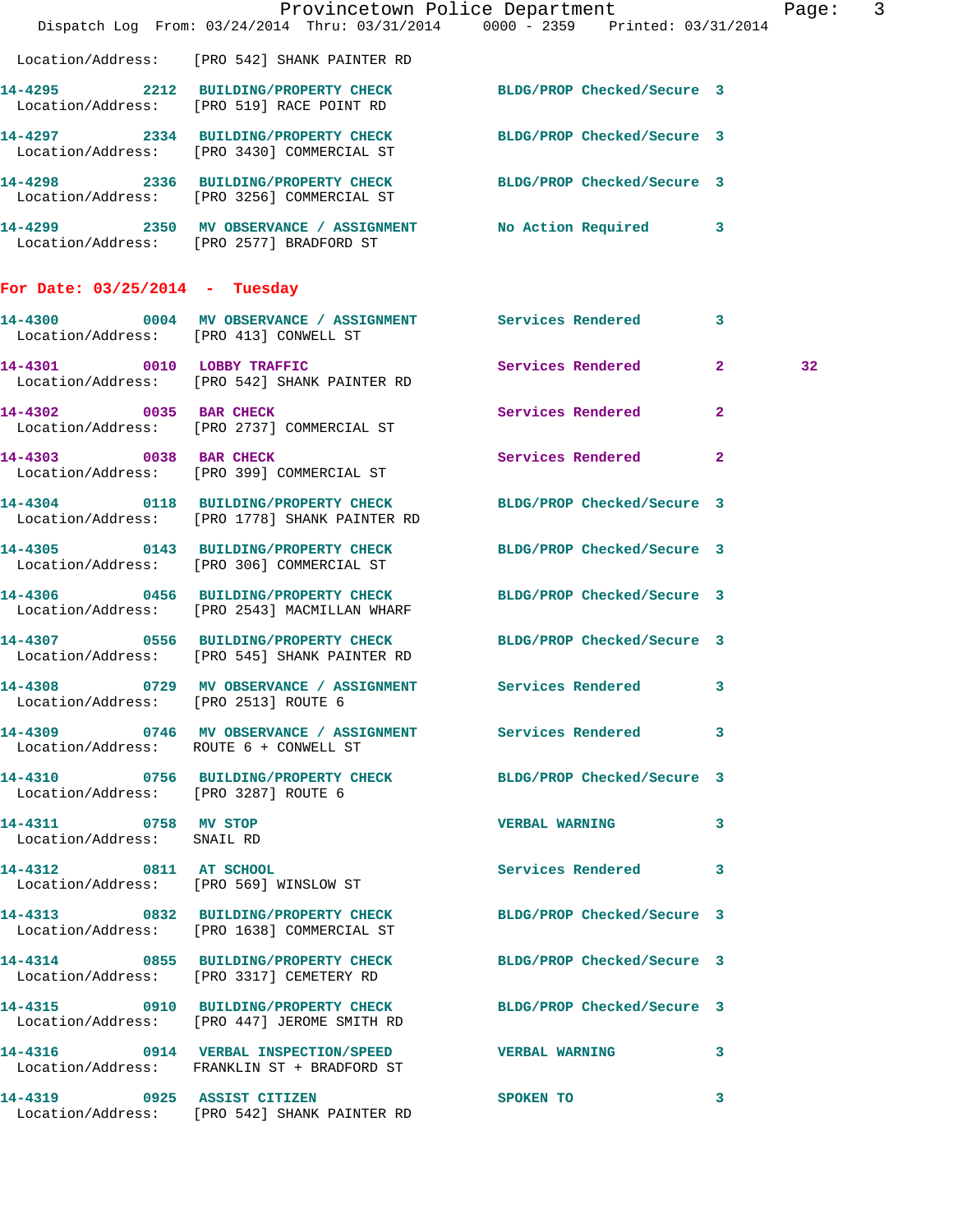Location/Address: [PRO 542] SHANK PAINTER RD

14-4295 2212 BUILDING/PROPERTY CHECK BLDG/PROP Checked/Secure 3
Location/Address: [PRO 519] RACE POINT RD

14-4297 2334 BUILDING/PROPERTY CHECK BLDG/PROP Checked/Secure 3
Location/Address: [PRO 3430] COMMERCIAL ST

14-4298 2336 BUILDING/PROPERTY CHECK BLDG/PROP Checked/Secure 3
Location/Address: [PRO 3256] COMMERCIAL ST

14-4299 2350 MV OBSERVANCE / ASSIGNMENT No Action Required 3
Location/Address: [PRO 2577] BRADFORD ST

**For Date: 03/25/2014 - Tuesday**

14-4300 0004 MV OBSERVANCE / ASSIGNMENT Services Rendered 3
Location/Address: [PRO 413] CONWELL ST

14-4301 0010 LOBBY TRAFFIC Services Rendered 2 32
Location/Address: [PRO 542] SHANK PAINTER RD

14-4302 0035 BAR CHECK Services Rendered 2
Location/Address: [PRO 2737] COMMERCIAL ST

14-4303 0038 BAR CHECK Services Rendered 2
Location/Address: [PRO 399] COMMERCIAL ST

14-4304 0118 BUILDING/PROPERTY CHECK BLDG/PROP Checked/Secure 3
Location/Address: [PRO 1778] SHANK PAINTER RD

14-4305 0143 BUILDING/PROPERTY CHECK BLDG/PROP Checked/Secure 3
Location/Address: [PRO 306] COMMERCIAL ST

14-4306 0456 BUILDING/PROPERTY CHECK BLDG/PROP Checked/Secure 3
Location/Address: [PRO 2543] MACMILLAN WHARF

14-4307 0556 BUILDING/PROPERTY CHECK BLDG/PROP Checked/Secure 3
Location/Address: [PRO 545] SHANK PAINTER RD

14-4308 0729 MV OBSERVANCE / ASSIGNMENT Services Rendered 3
Location/Address: [PRO 2513] ROUTE 6

14-4309 0746 MV OBSERVANCE / ASSIGNMENT Services Rendered 3
Location/Address: ROUTE 6 + CONWELL ST

14-4310 0756 BUILDING/PROPERTY CHECK BLDG/PROP Checked/Secure 3
Location/Address: [PRO 3287] ROUTE 6

14-4311 0758 MV STOP VERBAL WARNING 3
Location/Address: SNAIL RD

14-4312 0811 AT SCHOOL Services Rendered 3
Location/Address: [PRO 569] WINSLOW ST

14-4313 0832 BUILDING/PROPERTY CHECK BLDG/PROP Checked/Secure 3
Location/Address: [PRO 1638] COMMERCIAL ST

14-4314 0855 BUILDING/PROPERTY CHECK BLDG/PROP Checked/Secure 3
Location/Address: [PRO 3317] CEMETERY RD

14-4315 0910 BUILDING/PROPERTY CHECK BLDG/PROP Checked/Secure 3
Location/Address: [PRO 447] JEROME SMITH RD

14-4316 0914 VERBAL INSPECTION/SPEED VERBAL WARNING 3
Location/Address: FRANKLIN ST + BRADFORD ST

14-4319 0925 ASSIST CITIZEN SPOKEN TO 3
Location/Address: [PRO 542] SHANK PAINTER RD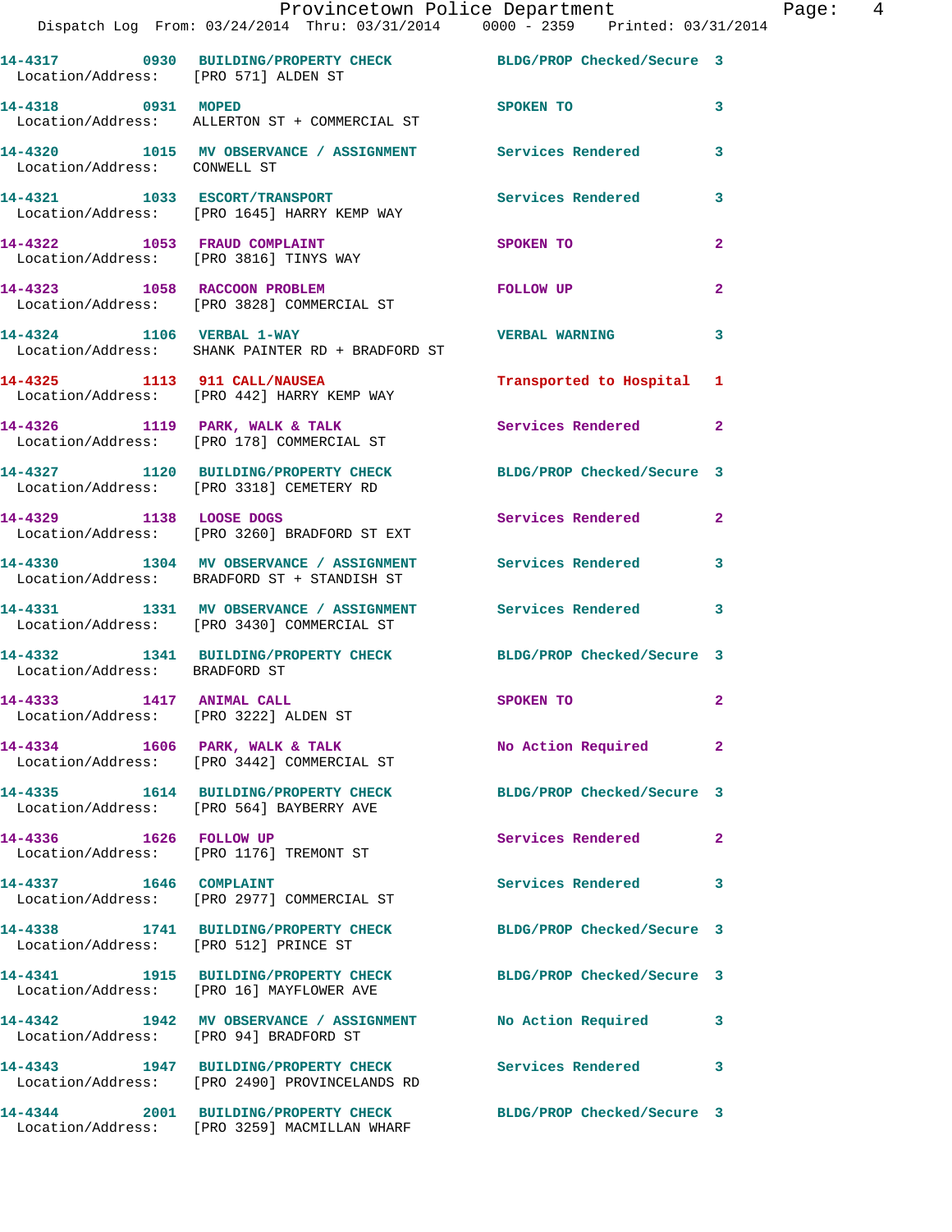14-4317 0930 BUILDING/PROPERTY CHECK BLDG/PROP Checked/Secure 3
Location/Address: [PRO 571] ALDEN ST

14-4318 0931 MOPED SPOKEN TO 3
Location/Address: ALLERTON ST + COMMERCIAL ST

14-4320 1015 MV OBSERVANCE / ASSIGNMENT Services Rendered 3
Location/Address: CONWELL ST

14-4321 1033 ESCORT/TRANSPORT Services Rendered 3
Location/Address: [PRO 1645] HARRY KEMP WAY

14-4322 1053 FRAUD COMPLAINT SPOKEN TO 2
Location/Address: [PRO 3816] TINYS WAY

14-4323 1058 RACCOON PROBLEM FOLLOW UP 2
Location/Address: [PRO 3828] COMMERCIAL ST

14-4324 1106 VERBAL 1-WAY VERBAL WARNING 3
Location/Address: SHANK PAINTER RD + BRADFORD ST

14-4325 1113 911 CALL/NAUSEA Transported to Hospital 1
Location/Address: [PRO 442] HARRY KEMP WAY

14-4326 1119 PARK, WALK & TALK Services Rendered 2
Location/Address: [PRO 178] COMMERCIAL ST

14-4327 1120 BUILDING/PROPERTY CHECK BLDG/PROP Checked/Secure 3
Location/Address: [PRO 3318] CEMETERY RD

14-4329 1138 LOOSE DOGS Services Rendered 2
Location/Address: [PRO 3260] BRADFORD ST EXT

14-4330 1304 MV OBSERVANCE / ASSIGNMENT Services Rendered 3
Location/Address: BRADFORD ST + STANDISH ST

14-4331 1331 MV OBSERVANCE / ASSIGNMENT Services Rendered 3
Location/Address: [PRO 3430] COMMERCIAL ST

14-4332 1341 BUILDING/PROPERTY CHECK BLDG/PROP Checked/Secure 3
Location/Address: BRADFORD ST

14-4333 1417 ANIMAL CALL SPOKEN TO 2
Location/Address: [PRO 3222] ALDEN ST

14-4334 1606 PARK, WALK & TALK No Action Required 2
Location/Address: [PRO 3442] COMMERCIAL ST

14-4335 1614 BUILDING/PROPERTY CHECK BLDG/PROP Checked/Secure 3
Location/Address: [PRO 564] BAYBERRY AVE

14-4336 1626 FOLLOW UP Services Rendered 2
Location/Address: [PRO 1176] TREMONT ST

14-4337 1646 COMPLAINT Services Rendered 3
Location/Address: [PRO 2977] COMMERCIAL ST

14-4338 1741 BUILDING/PROPERTY CHECK BLDG/PROP Checked/Secure 3
Location/Address: [PRO 512] PRINCE ST

14-4341 1915 BUILDING/PROPERTY CHECK BLDG/PROP Checked/Secure 3
Location/Address: [PRO 16] MAYFLOWER AVE

14-4342 1942 MV OBSERVANCE / ASSIGNMENT No Action Required 3
Location/Address: [PRO 94] BRADFORD ST

14-4343 1947 BUILDING/PROPERTY CHECK Services Rendered 3
Location/Address: [PRO 2490] PROVINCELANDS RD

14-4344 2001 BUILDING/PROPERTY CHECK BLDG/PROP Checked/Secure 3
Location/Address: [PRO 3259] MACMILLAN WHARF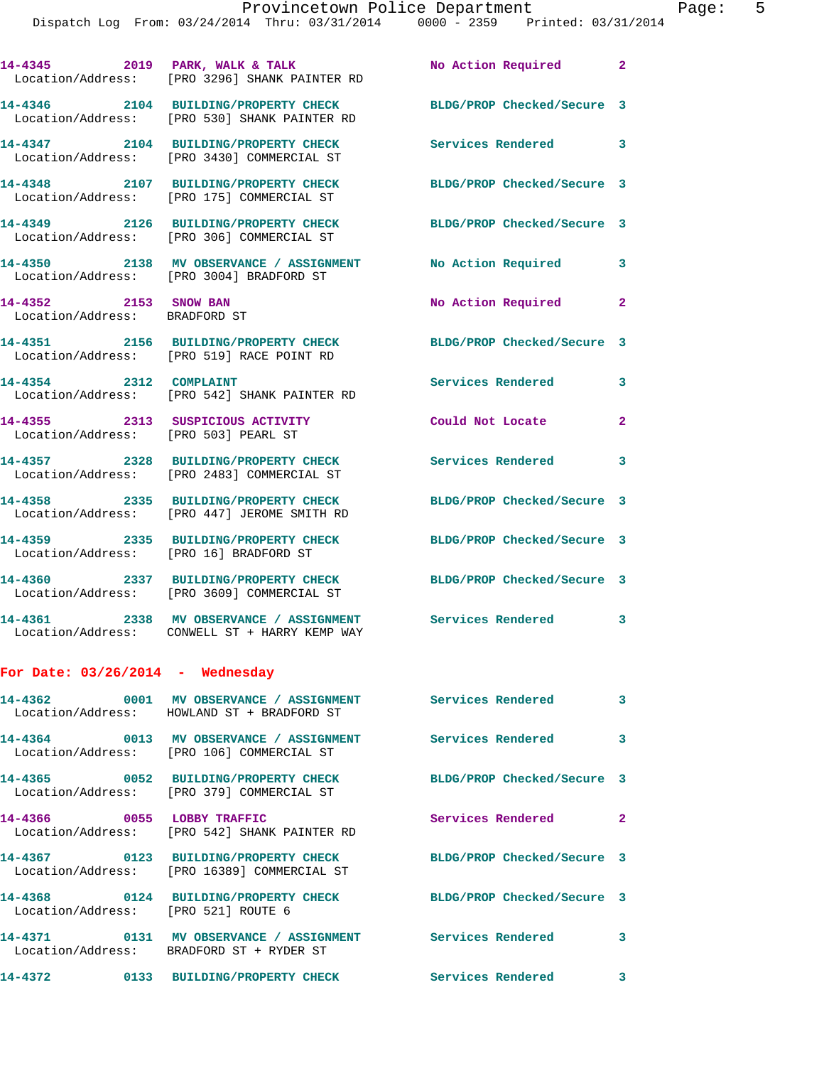14-4345 2019 PARK, WALK & TALK No Action Required 2
Location/Address: [PRO 3296] SHANK PAINTER RD

14-4346 2104 BUILDING/PROPERTY CHECK BLDG/PROP Checked/Secure 3
Location/Address: [PRO 530] SHANK PAINTER RD

14-4347 2104 BUILDING/PROPERTY CHECK Services Rendered 3
Location/Address: [PRO 3430] COMMERCIAL ST

14-4348 2107 BUILDING/PROPERTY CHECK BLDG/PROP Checked/Secure 3
Location/Address: [PRO 175] COMMERCIAL ST

14-4349 2126 BUILDING/PROPERTY CHECK BLDG/PROP Checked/Secure 3
Location/Address: [PRO 306] COMMERCIAL ST

14-4350 2138 MV OBSERVANCE / ASSIGNMENT No Action Required 3
Location/Address: [PRO 3004] BRADFORD ST

14-4352 2153 SNOW BAN No Action Required 2
Location/Address: BRADFORD ST

14-4351 2156 BUILDING/PROPERTY CHECK BLDG/PROP Checked/Secure 3
Location/Address: [PRO 519] RACE POINT RD

14-4354 2312 COMPLAINT Services Rendered 3
Location/Address: [PRO 542] SHANK PAINTER RD

14-4355 2313 SUSPICIOUS ACTIVITY Could Not Locate 2
Location/Address: [PRO 503] PEARL ST

14-4357 2328 BUILDING/PROPERTY CHECK Services Rendered 3
Location/Address: [PRO 2483] COMMERCIAL ST

14-4358 2335 BUILDING/PROPERTY CHECK BLDG/PROP Checked/Secure 3
Location/Address: [PRO 447] JEROME SMITH RD

14-4359 2335 BUILDING/PROPERTY CHECK BLDG/PROP Checked/Secure 3
Location/Address: [PRO 16] BRADFORD ST

14-4360 2337 BUILDING/PROPERTY CHECK BLDG/PROP Checked/Secure 3
Location/Address: [PRO 3609] COMMERCIAL ST

14-4361 2338 MV OBSERVANCE / ASSIGNMENT Services Rendered 3
Location/Address: CONWELL ST + HARRY KEMP WAY

## For Date: 03/26/2014 - Wednesday

14-4362 0001 MV OBSERVANCE / ASSIGNMENT Services Rendered 3
Location/Address: HOWLAND ST + BRADFORD ST

14-4364 0013 MV OBSERVANCE / ASSIGNMENT Services Rendered 3
Location/Address: [PRO 106] COMMERCIAL ST

14-4365 0052 BUILDING/PROPERTY CHECK BLDG/PROP Checked/Secure 3
Location/Address: [PRO 379] COMMERCIAL ST

14-4366 0055 LOBBY TRAFFIC Services Rendered 2
Location/Address: [PRO 542] SHANK PAINTER RD

14-4367 0123 BUILDING/PROPERTY CHECK BLDG/PROP Checked/Secure 3
Location/Address: [PRO 16389] COMMERCIAL ST

14-4368 0124 BUILDING/PROPERTY CHECK BLDG/PROP Checked/Secure 3
Location/Address: [PRO 521] ROUTE 6

14-4371 0131 MV OBSERVANCE / ASSIGNMENT Services Rendered 3
Location/Address: BRADFORD ST + RYDER ST

14-4372 0133 BUILDING/PROPERTY CHECK Services Rendered 3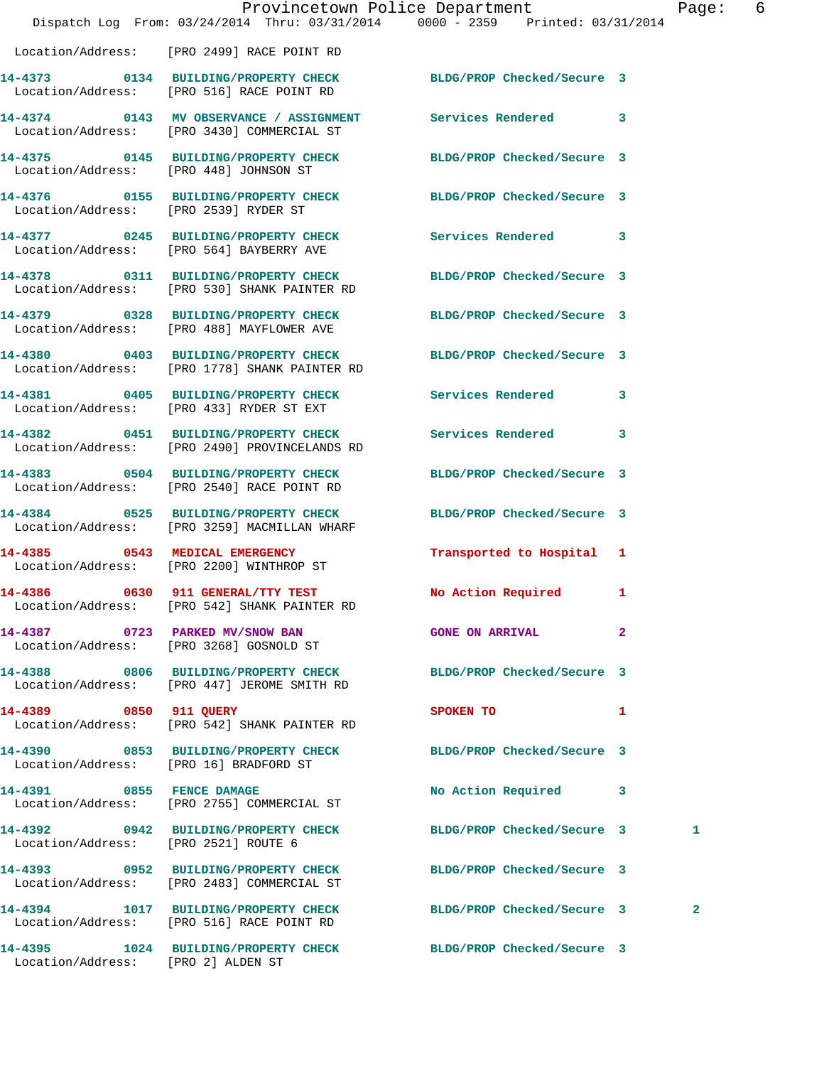Location/Address: [PRO 2499] RACE POINT RD

14-4373 0134 BUILDING/PROPERTY CHECK BLDG/PROP Checked/Secure 3
Location/Address: [PRO 516] RACE POINT RD

14-4374 0143 MV OBSERVANCE / ASSIGNMENT Services Rendered 3
Location/Address: [PRO 3430] COMMERCIAL ST

14-4375 0145 BUILDING/PROPERTY CHECK BLDG/PROP Checked/Secure 3
Location/Address: [PRO 448] JOHNSON ST

14-4376 0155 BUILDING/PROPERTY CHECK BLDG/PROP Checked/Secure 3
Location/Address: [PRO 2539] RYDER ST

14-4377 0245 BUILDING/PROPERTY CHECK Services Rendered 3
Location/Address: [PRO 564] BAYBERRY AVE

14-4378 0311 BUILDING/PROPERTY CHECK BLDG/PROP Checked/Secure 3
Location/Address: [PRO 530] SHANK PAINTER RD

14-4379 0328 BUILDING/PROPERTY CHECK BLDG/PROP Checked/Secure 3
Location/Address: [PRO 488] MAYFLOWER AVE

14-4380 0403 BUILDING/PROPERTY CHECK BLDG/PROP Checked/Secure 3
Location/Address: [PRO 1778] SHANK PAINTER RD

14-4381 0405 BUILDING/PROPERTY CHECK Services Rendered 3
Location/Address: [PRO 433] RYDER ST EXT

14-4382 0451 BUILDING/PROPERTY CHECK Services Rendered 3
Location/Address: [PRO 2490] PROVINCELANDS RD

14-4383 0504 BUILDING/PROPERTY CHECK BLDG/PROP Checked/Secure 3
Location/Address: [PRO 2540] RACE POINT RD

14-4384 0525 BUILDING/PROPERTY CHECK BLDG/PROP Checked/Secure 3
Location/Address: [PRO 3259] MACMILLAN WHARF

14-4385 0543 MEDICAL EMERGENCY Transported to Hospital 1
Location/Address: [PRO 2200] WINTHROP ST

14-4386 0630 911 GENERAL/TTY TEST No Action Required 1
Location/Address: [PRO 542] SHANK PAINTER RD

14-4387 0723 PARKED MV/SNOW BAN GONE ON ARRIVAL 2
Location/Address: [PRO 3268] GOSNOLD ST

14-4388 0806 BUILDING/PROPERTY CHECK BLDG/PROP Checked/Secure 3
Location/Address: [PRO 447] JEROME SMITH RD

14-4389 0850 911 QUERY SPOKEN TO 1
Location/Address: [PRO 542] SHANK PAINTER RD

14-4390 0853 BUILDING/PROPERTY CHECK BLDG/PROP Checked/Secure 3
Location/Address: [PRO 16] BRADFORD ST

14-4391 0855 FENCE DAMAGE No Action Required 3
Location/Address: [PRO 2755] COMMERCIAL ST

14-4392 0942 BUILDING/PROPERTY CHECK BLDG/PROP Checked/Secure 3 1
Location/Address: [PRO 2521] ROUTE 6

14-4393 0952 BUILDING/PROPERTY CHECK BLDG/PROP Checked/Secure 3
Location/Address: [PRO 2483] COMMERCIAL ST

14-4394 1017 BUILDING/PROPERTY CHECK BLDG/PROP Checked/Secure 3 2
Location/Address: [PRO 516] RACE POINT RD

14-4395 1024 BUILDING/PROPERTY CHECK BLDG/PROP Checked/Secure 3
Location/Address: [PRO 2] ALDEN ST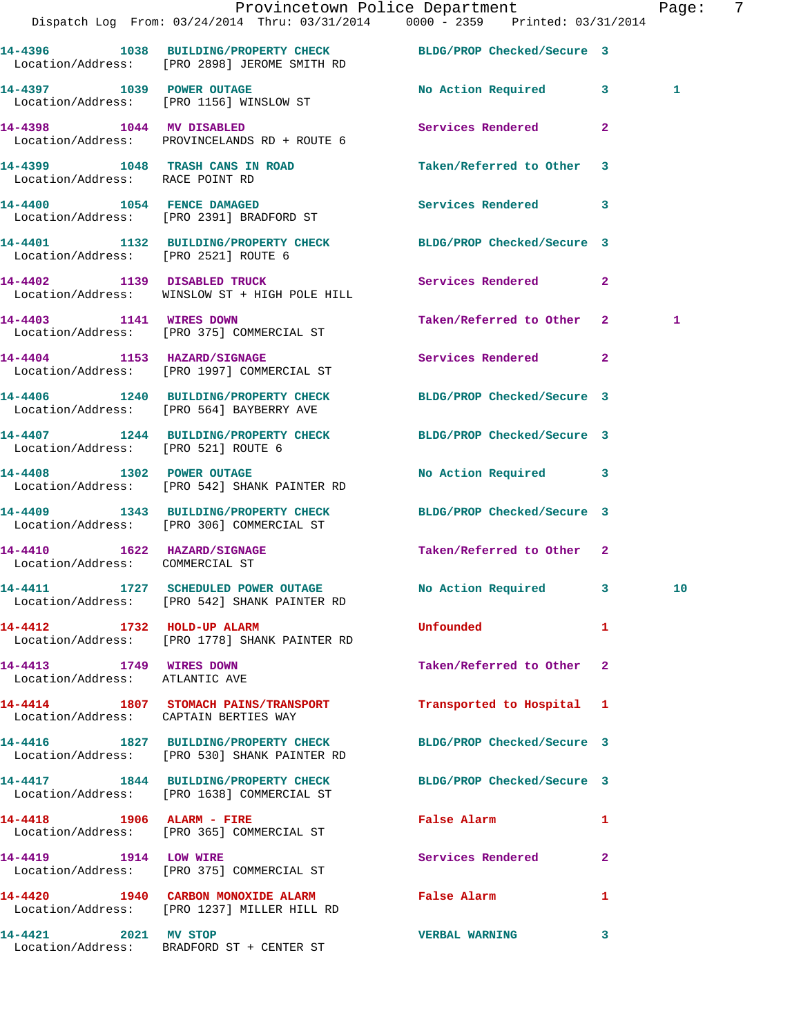| Call # | Time | Call Type | Disposition | Priority | |
|---|---|---|---|---|---|
| 14-4396 | 1038 | BUILDING/PROPERTY CHECK | BLDG/PROP Checked/Secure | 3 | |
| Location/Address: | | [PRO 2898] JEROME SMITH RD | | | |
| 14-4397 | 1039 | POWER OUTAGE | No Action Required | 3 | 1 |
| Location/Address: | | [PRO 1156] WINSLOW ST | | | |
| 14-4398 | 1044 | MV DISABLED | Services Rendered | 2 | |
| Location/Address: | | PROVINCELANDS RD + ROUTE 6 | | | |
| 14-4399 | 1048 | TRASH CANS IN ROAD | Taken/Referred to Other | 3 | |
| Location/Address: | | RACE POINT RD | | | |
| 14-4400 | 1054 | FENCE DAMAGED | Services Rendered | 3 | |
| Location/Address: | | [PRO 2391] BRADFORD ST | | | |
| 14-4401 | 1132 | BUILDING/PROPERTY CHECK | BLDG/PROP Checked/Secure | 3 | |
| Location/Address: | | [PRO 2521] ROUTE 6 | | | |
| 14-4402 | 1139 | DISABLED TRUCK | Services Rendered | 2 | |
| Location/Address: | | WINSLOW ST + HIGH POLE HILL | | | |
| 14-4403 | 1141 | WIRES DOWN | Taken/Referred to Other | 2 | 1 |
| Location/Address: | | [PRO 375] COMMERCIAL ST | | | |
| 14-4404 | 1153 | HAZARD/SIGNAGE | Services Rendered | 2 | |
| Location/Address: | | [PRO 1997] COMMERCIAL ST | | | |
| 14-4406 | 1240 | BUILDING/PROPERTY CHECK | BLDG/PROP Checked/Secure | 3 | |
| Location/Address: | | [PRO 564] BAYBERRY AVE | | | |
| 14-4407 | 1244 | BUILDING/PROPERTY CHECK | BLDG/PROP Checked/Secure | 3 | |
| Location/Address: | | [PRO 521] ROUTE 6 | | | |
| 14-4408 | 1302 | POWER OUTAGE | No Action Required | 3 | |
| Location/Address: | | [PRO 542] SHANK PAINTER RD | | | |
| 14-4409 | 1343 | BUILDING/PROPERTY CHECK | BLDG/PROP Checked/Secure | 3 | |
| Location/Address: | | [PRO 306] COMMERCIAL ST | | | |
| 14-4410 | 1622 | HAZARD/SIGNAGE | Taken/Referred to Other | 2 | |
| Location/Address: | | COMMERCIAL ST | | | |
| 14-4411 | 1727 | SCHEDULED POWER OUTAGE | No Action Required | 3 | 10 |
| Location/Address: | | [PRO 542] SHANK PAINTER RD | | | |
| 14-4412 | 1732 | HOLD-UP ALARM | Unfounded | 1 | |
| Location/Address: | | [PRO 1778] SHANK PAINTER RD | | | |
| 14-4413 | 1749 | WIRES DOWN | Taken/Referred to Other | 2 | |
| Location/Address: | | ATLANTIC AVE | | | |
| 14-4414 | 1807 | STOMACH PAINS/TRANSPORT | Transported to Hospital | 1 | |
| Location/Address: | | CAPTAIN BERTIES WAY | | | |
| 14-4416 | 1827 | BUILDING/PROPERTY CHECK | BLDG/PROP Checked/Secure | 3 | |
| Location/Address: | | [PRO 530] SHANK PAINTER RD | | | |
| 14-4417 | 1844 | BUILDING/PROPERTY CHECK | BLDG/PROP Checked/Secure | 3 | |
| Location/Address: | | [PRO 1638] COMMERCIAL ST | | | |
| 14-4418 | 1906 | ALARM - FIRE | False Alarm | 1 | |
| Location/Address: | | [PRO 365] COMMERCIAL ST | | | |
| 14-4419 | 1914 | LOW WIRE | Services Rendered | 2 | |
| Location/Address: | | [PRO 375] COMMERCIAL ST | | | |
| 14-4420 | 1940 | CARBON MONOXIDE ALARM | False Alarm | 1 | |
| Location/Address: | | [PRO 1237] MILLER HILL RD | | | |
| 14-4421 | 2021 | MV STOP | VERBAL WARNING | 3 | |
| Location/Address: | | BRADFORD ST + CENTER ST | | | |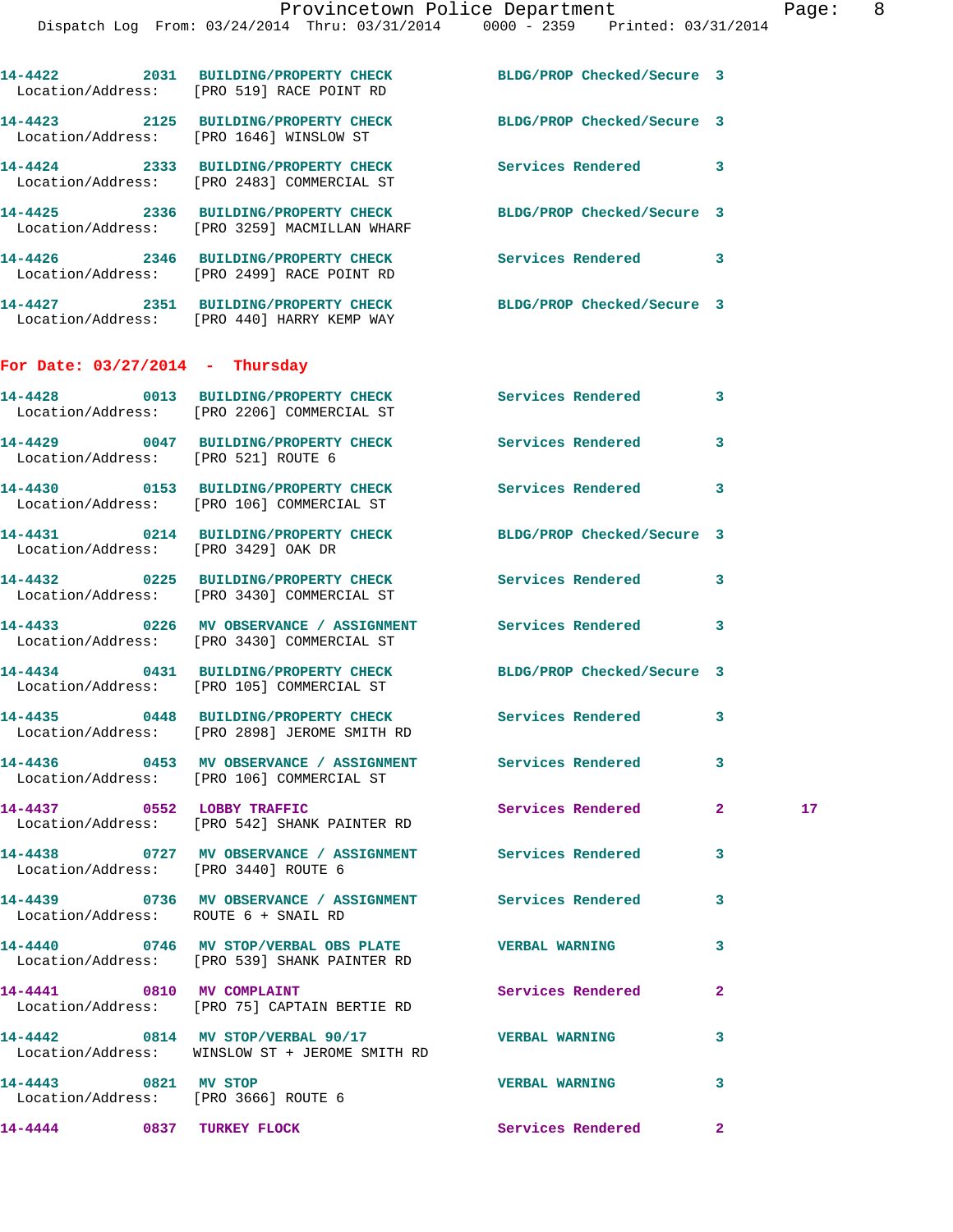14-4422 2031 BUILDING/PROPERTY CHECK BLDG/PROP Checked/Secure 3
Location/Address: [PRO 519] RACE POINT RD

14-4423 2125 BUILDING/PROPERTY CHECK BLDG/PROP Checked/Secure 3
Location/Address: [PRO 1646] WINSLOW ST

14-4424 2333 BUILDING/PROPERTY CHECK Services Rendered 3
Location/Address: [PRO 2483] COMMERCIAL ST

14-4425 2336 BUILDING/PROPERTY CHECK BLDG/PROP Checked/Secure 3
Location/Address: [PRO 3259] MACMILLAN WHARF

14-4426 2346 BUILDING/PROPERTY CHECK Services Rendered 3
Location/Address: [PRO 2499] RACE POINT RD

14-4427 2351 BUILDING/PROPERTY CHECK BLDG/PROP Checked/Secure 3
Location/Address: [PRO 440] HARRY KEMP WAY

## For Date: 03/27/2014 - Thursday

14-4428 0013 BUILDING/PROPERTY CHECK Services Rendered 3
Location/Address: [PRO 2206] COMMERCIAL ST

14-4429 0047 BUILDING/PROPERTY CHECK Services Rendered 3
Location/Address: [PRO 521] ROUTE 6

14-4430 0153 BUILDING/PROPERTY CHECK Services Rendered 3
Location/Address: [PRO 106] COMMERCIAL ST

14-4431 0214 BUILDING/PROPERTY CHECK BLDG/PROP Checked/Secure 3
Location/Address: [PRO 3429] OAK DR

14-4432 0225 BUILDING/PROPERTY CHECK Services Rendered 3
Location/Address: [PRO 3430] COMMERCIAL ST

14-4433 0226 MV OBSERVANCE / ASSIGNMENT Services Rendered 3
Location/Address: [PRO 3430] COMMERCIAL ST

14-4434 0431 BUILDING/PROPERTY CHECK BLDG/PROP Checked/Secure 3
Location/Address: [PRO 105] COMMERCIAL ST

14-4435 0448 BUILDING/PROPERTY CHECK Services Rendered 3
Location/Address: [PRO 2898] JEROME SMITH RD

14-4436 0453 MV OBSERVANCE / ASSIGNMENT Services Rendered 3
Location/Address: [PRO 106] COMMERCIAL ST

14-4437 0552 LOBBY TRAFFIC Services Rendered 2 17
Location/Address: [PRO 542] SHANK PAINTER RD

14-4438 0727 MV OBSERVANCE / ASSIGNMENT Services Rendered 3
Location/Address: [PRO 3440] ROUTE 6

14-4439 0736 MV OBSERVANCE / ASSIGNMENT Services Rendered 3
Location/Address: ROUTE 6 + SNAIL RD

14-4440 0746 MV STOP/VERBAL OBS PLATE VERBAL WARNING 3
Location/Address: [PRO 539] SHANK PAINTER RD

14-4441 0810 MV COMPLAINT Services Rendered 2
Location/Address: [PRO 75] CAPTAIN BERTIE RD

14-4442 0814 MV STOP/VERBAL 90/17 VERBAL WARNING 3
Location/Address: WINSLOW ST + JEROME SMITH RD

14-4443 0821 MV STOP VERBAL WARNING 3
Location/Address: [PRO 3666] ROUTE 6

14-4444 0837 TURKEY FLOCK Services Rendered 2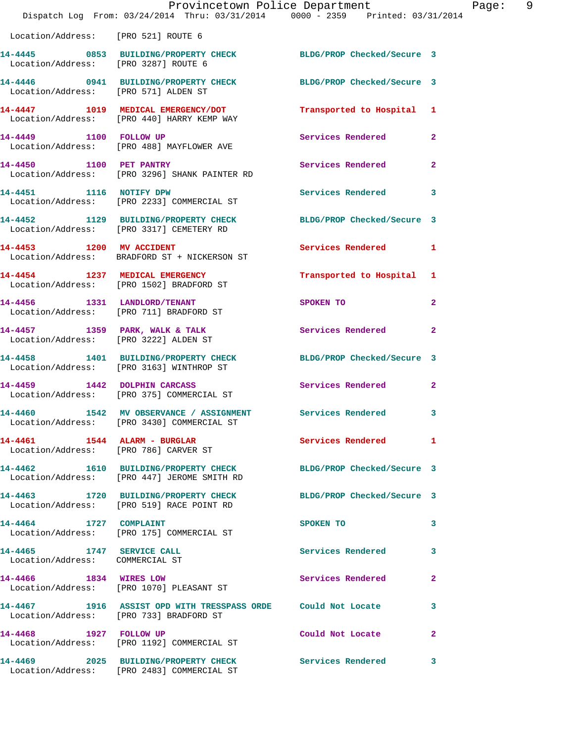Location/Address: [PRO 521] ROUTE 6

| Call # | Time | Call Reason | Action | Priority |
|---|---|---|---|---|
| 14-4445 | 0853 | BUILDING/PROPERTY CHECK | BLDG/PROP Checked/Secure | 3 |
| Location/Address: | | [PRO 3287] ROUTE 6 | | |
| 14-4446 | 0941 | BUILDING/PROPERTY CHECK | BLDG/PROP Checked/Secure | 3 |
| Location/Address: | | [PRO 571] ALDEN ST | | |
| 14-4447 | 1019 | MEDICAL EMERGENCY/DOT | Transported to Hospital | 1 |
| Location/Address: | | [PRO 440] HARRY KEMP WAY | | |
| 14-4449 | 1100 | FOLLOW UP | Services Rendered | 2 |
| Location/Address: | | [PRO 488] MAYFLOWER AVE | | |
| 14-4450 | 1100 | PET PANTRY | Services Rendered | 2 |
| Location/Address: | | [PRO 3296] SHANK PAINTER RD | | |
| 14-4451 | 1116 | NOTIFY DPW | Services Rendered | 3 |
| Location/Address: | | [PRO 2233] COMMERCIAL ST | | |
| 14-4452 | 1129 | BUILDING/PROPERTY CHECK | BLDG/PROP Checked/Secure | 3 |
| Location/Address: | | [PRO 3317] CEMETERY RD | | |
| 14-4453 | 1200 | MV ACCIDENT | Services Rendered | 1 |
| Location/Address: | | BRADFORD ST + NICKERSON ST | | |
| 14-4454 | 1237 | MEDICAL EMERGENCY | Transported to Hospital | 1 |
| Location/Address: | | [PRO 1502] BRADFORD ST | | |
| 14-4456 | 1331 | LANDLORD/TENANT | SPOKEN TO | 2 |
| Location/Address: | | [PRO 711] BRADFORD ST | | |
| 14-4457 | 1359 | PARK, WALK & TALK | Services Rendered | 2 |
| Location/Address: | | [PRO 3222] ALDEN ST | | |
| 14-4458 | 1401 | BUILDING/PROPERTY CHECK | BLDG/PROP Checked/Secure | 3 |
| Location/Address: | | [PRO 3163] WINTHROP ST | | |
| 14-4459 | 1442 | DOLPHIN CARCASS | Services Rendered | 2 |
| Location/Address: | | [PRO 375] COMMERCIAL ST | | |
| 14-4460 | 1542 | MV OBSERVANCE / ASSIGNMENT | Services Rendered | 3 |
| Location/Address: | | [PRO 3430] COMMERCIAL ST | | |
| 14-4461 | 1544 | ALARM - BURGLAR | Services Rendered | 1 |
| Location/Address: | | [PRO 786] CARVER ST | | |
| 14-4462 | 1610 | BUILDING/PROPERTY CHECK | BLDG/PROP Checked/Secure | 3 |
| Location/Address: | | [PRO 447] JEROME SMITH RD | | |
| 14-4463 | 1720 | BUILDING/PROPERTY CHECK | BLDG/PROP Checked/Secure | 3 |
| Location/Address: | | [PRO 519] RACE POINT RD | | |
| 14-4464 | 1727 | COMPLAINT | SPOKEN TO | 3 |
| Location/Address: | | [PRO 175] COMMERCIAL ST | | |
| 14-4465 | 1747 | SERVICE CALL | Services Rendered | 3 |
| Location/Address: | | COMMERCIAL ST | | |
| 14-4466 | 1834 | WIRES LOW | Services Rendered | 2 |
| Location/Address: | | [PRO 1070] PLEASANT ST | | |
| 14-4467 | 1916 | ASSIST OPD WITH TRESSPASS ORDE | Could Not Locate | 3 |
| Location/Address: | | [PRO 733] BRADFORD ST | | |
| 14-4468 | 1927 | FOLLOW UP | Could Not Locate | 2 |
| Location/Address: | | [PRO 1192] COMMERCIAL ST | | |
| 14-4469 | 2025 | BUILDING/PROPERTY CHECK | Services Rendered | 3 |
| Location/Address: | | [PRO 2483] COMMERCIAL ST | | |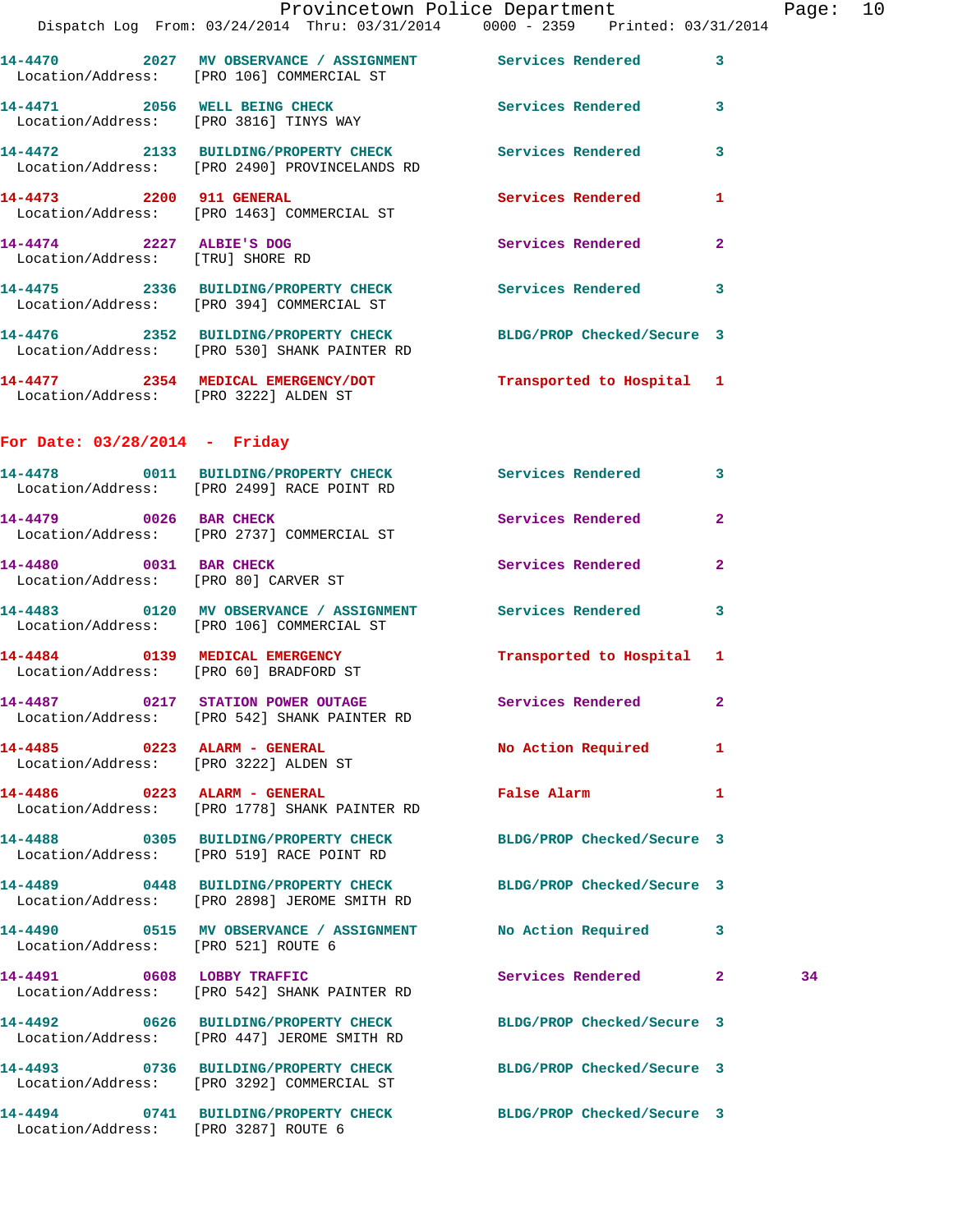14-4470 2027 MV OBSERVANCE / ASSIGNMENT Services Rendered 3
Location/Address: [PRO 106] COMMERCIAL ST

14-4471 2056 WELL BEING CHECK Services Rendered 3
Location/Address: [PRO 3816] TINYS WAY

14-4472 2133 BUILDING/PROPERTY CHECK Services Rendered 3
Location/Address: [PRO 2490] PROVINCELANDS RD

14-4473 2200 911 GENERAL Services Rendered 1
Location/Address: [PRO 1463] COMMERCIAL ST

14-4474 2227 ALBIE'S DOG Services Rendered 2
Location/Address: [TRU] SHORE RD

14-4475 2336 BUILDING/PROPERTY CHECK Services Rendered 3
Location/Address: [PRO 394] COMMERCIAL ST

14-4476 2352 BUILDING/PROPERTY CHECK BLDG/PROP Checked/Secure 3
Location/Address: [PRO 530] SHANK PAINTER RD

14-4477 2354 MEDICAL EMERGENCY/DOT Transported to Hospital 1
Location/Address: [PRO 3222] ALDEN ST

## For Date: 03/28/2014 - Friday

14-4478 0011 BUILDING/PROPERTY CHECK Services Rendered 3
Location/Address: [PRO 2499] RACE POINT RD

14-4479 0026 BAR CHECK Services Rendered 2
Location/Address: [PRO 2737] COMMERCIAL ST

14-4480 0031 BAR CHECK Services Rendered 2
Location/Address: [PRO 80] CARVER ST

14-4483 0120 MV OBSERVANCE / ASSIGNMENT Services Rendered 3
Location/Address: [PRO 106] COMMERCIAL ST

14-4484 0139 MEDICAL EMERGENCY Transported to Hospital 1
Location/Address: [PRO 60] BRADFORD ST

14-4487 0217 STATION POWER OUTAGE Services Rendered 2
Location/Address: [PRO 542] SHANK PAINTER RD

14-4485 0223 ALARM - GENERAL No Action Required 1
Location/Address: [PRO 3222] ALDEN ST

14-4486 0223 ALARM - GENERAL False Alarm 1
Location/Address: [PRO 1778] SHANK PAINTER RD

14-4488 0305 BUILDING/PROPERTY CHECK BLDG/PROP Checked/Secure 3
Location/Address: [PRO 519] RACE POINT RD

14-4489 0448 BUILDING/PROPERTY CHECK BLDG/PROP Checked/Secure 3
Location/Address: [PRO 2898] JEROME SMITH RD

14-4490 0515 MV OBSERVANCE / ASSIGNMENT No Action Required 3
Location/Address: [PRO 521] ROUTE 6

14-4491 0608 LOBBY TRAFFIC Services Rendered 2 34
Location/Address: [PRO 542] SHANK PAINTER RD

14-4492 0626 BUILDING/PROPERTY CHECK BLDG/PROP Checked/Secure 3
Location/Address: [PRO 447] JEROME SMITH RD

14-4493 0736 BUILDING/PROPERTY CHECK BLDG/PROP Checked/Secure 3
Location/Address: [PRO 3292] COMMERCIAL ST

14-4494 0741 BUILDING/PROPERTY CHECK BLDG/PROP Checked/Secure 3
Location/Address: [PRO 3287] ROUTE 6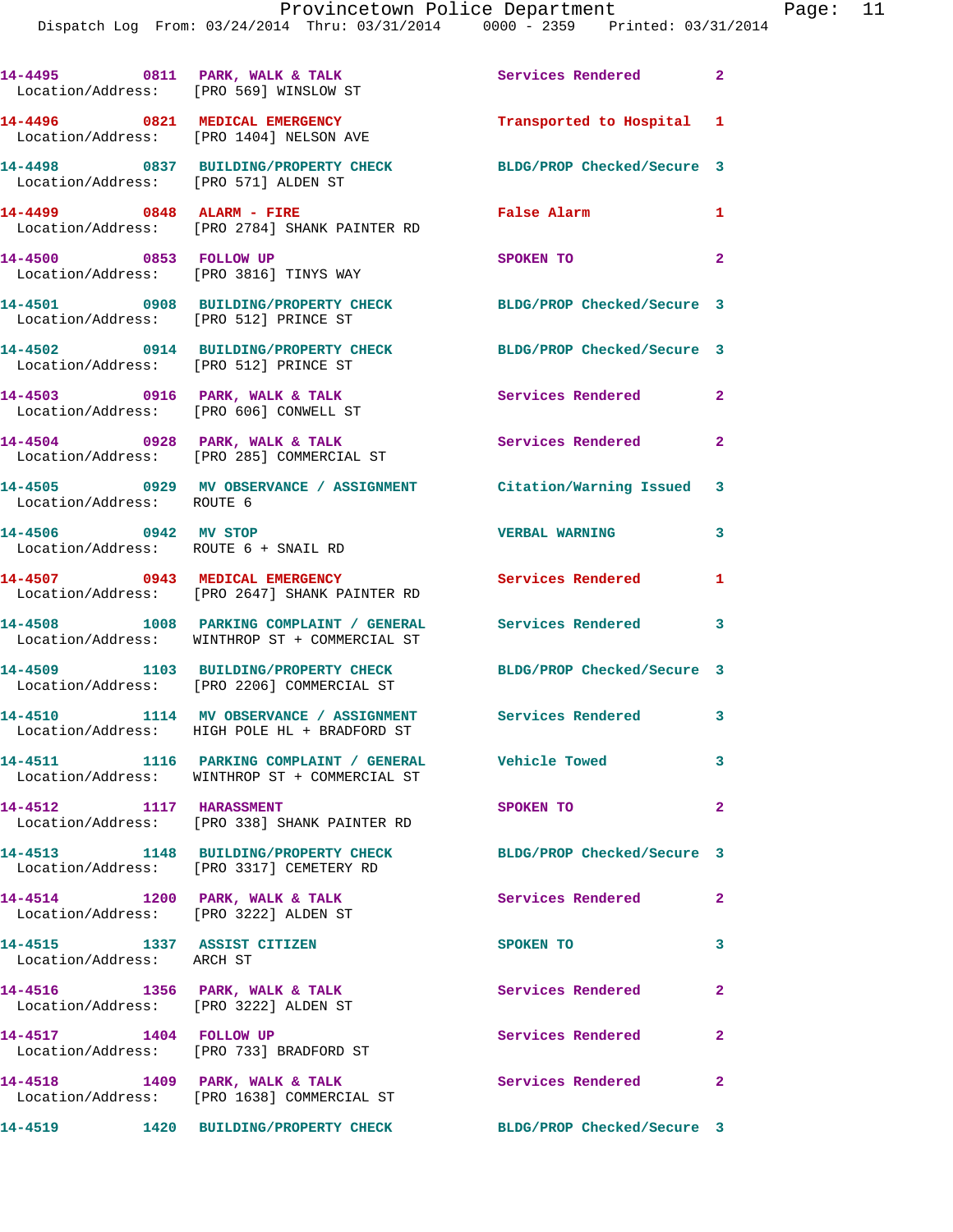14-4495 0811 PARK, WALK & TALK Services Rendered 2
Location/Address: [PRO 569] WINSLOW ST

14-4496 0821 MEDICAL EMERGENCY Transported to Hospital 1
Location/Address: [PRO 1404] NELSON AVE

14-4498 0837 BUILDING/PROPERTY CHECK BLDG/PROP Checked/Secure 3
Location/Address: [PRO 571] ALDEN ST

14-4499 0848 ALARM - FIRE False Alarm 1
Location/Address: [PRO 2784] SHANK PAINTER RD

14-4500 0853 FOLLOW UP SPOKEN TO 2
Location/Address: [PRO 3816] TINYS WAY

14-4501 0908 BUILDING/PROPERTY CHECK BLDG/PROP Checked/Secure 3
Location/Address: [PRO 512] PRINCE ST

14-4502 0914 BUILDING/PROPERTY CHECK BLDG/PROP Checked/Secure 3
Location/Address: [PRO 512] PRINCE ST

14-4503 0916 PARK, WALK & TALK Services Rendered 2
Location/Address: [PRO 606] CONWELL ST

14-4504 0928 PARK, WALK & TALK Services Rendered 2
Location/Address: [PRO 285] COMMERCIAL ST

14-4505 0929 MV OBSERVANCE / ASSIGNMENT Citation/Warning Issued 3
Location/Address: ROUTE 6

14-4506 0942 MV STOP VERBAL WARNING 3
Location/Address: ROUTE 6 + SNAIL RD

14-4507 0943 MEDICAL EMERGENCY Services Rendered 1
Location/Address: [PRO 2647] SHANK PAINTER RD

14-4508 1008 PARKING COMPLAINT / GENERAL Services Rendered 3
Location/Address: WINTHROP ST + COMMERCIAL ST

14-4509 1103 BUILDING/PROPERTY CHECK BLDG/PROP Checked/Secure 3
Location/Address: [PRO 2206] COMMERCIAL ST

14-4510 1114 MV OBSERVANCE / ASSIGNMENT Services Rendered 3
Location/Address: HIGH POLE HL + BRADFORD ST

14-4511 1116 PARKING COMPLAINT / GENERAL Vehicle Towed 3
Location/Address: WINTHROP ST + COMMERCIAL ST

14-4512 1117 HARASSMENT SPOKEN TO 2
Location/Address: [PRO 338] SHANK PAINTER RD

14-4513 1148 BUILDING/PROPERTY CHECK BLDG/PROP Checked/Secure 3
Location/Address: [PRO 3317] CEMETERY RD

14-4514 1200 PARK, WALK & TALK Services Rendered 2
Location/Address: [PRO 3222] ALDEN ST

14-4515 1337 ASSIST CITIZEN SPOKEN TO 3
Location/Address: ARCH ST

14-4516 1356 PARK, WALK & TALK Services Rendered 2
Location/Address: [PRO 3222] ALDEN ST

14-4517 1404 FOLLOW UP Services Rendered 2
Location/Address: [PRO 733] BRADFORD ST

14-4518 1409 PARK, WALK & TALK Services Rendered 2
Location/Address: [PRO 1638] COMMERCIAL ST

14-4519 1420 BUILDING/PROPERTY CHECK BLDG/PROP Checked/Secure 3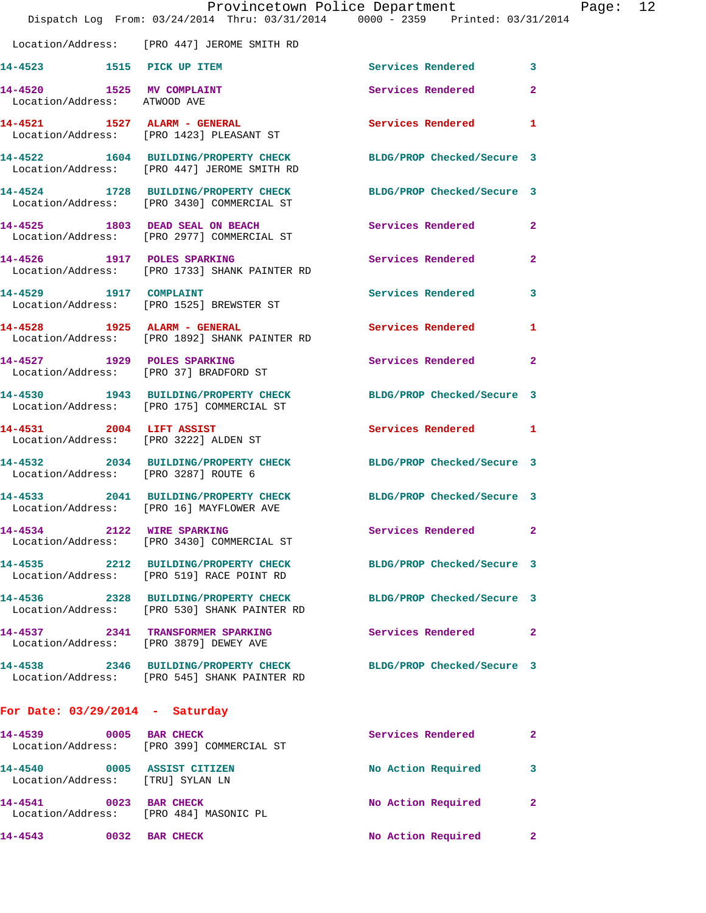Location/Address: [PRO 447] JEROME SMITH RD

**14-4523** 1515 **PICK UP ITEM** Services Rendered 3

**14-4520** 1525 **MV COMPLAINT** Services Rendered 2
Location/Address: ATWOOD AVE

**14-4521** 1527 **ALARM - GENERAL** Services Rendered 1
Location/Address: [PRO 1423] PLEASANT ST

**14-4522** 1604 **BUILDING/PROPERTY CHECK** BLDG/PROP Checked/Secure 3
Location/Address: [PRO 447] JEROME SMITH RD

**14-4524** 1728 **BUILDING/PROPERTY CHECK** BLDG/PROP Checked/Secure 3
Location/Address: [PRO 3430] COMMERCIAL ST

**14-4525** 1803 **DEAD SEAL ON BEACH** Services Rendered 2
Location/Address: [PRO 2977] COMMERCIAL ST

**14-4526** 1917 **POLES SPARKING** Services Rendered 2
Location/Address: [PRO 1733] SHANK PAINTER RD

**14-4529** 1917 **COMPLAINT** Services Rendered 3
Location/Address: [PRO 1525] BREWSTER ST

**14-4528** 1925 **ALARM - GENERAL** Services Rendered 1
Location/Address: [PRO 1892] SHANK PAINTER RD

**14-4527** 1929 **POLES SPARKING** Services Rendered 2
Location/Address: [PRO 37] BRADFORD ST

**14-4530** 1943 **BUILDING/PROPERTY CHECK** BLDG/PROP Checked/Secure 3
Location/Address: [PRO 175] COMMERCIAL ST

**14-4531** 2004 **LIFT ASSIST** Services Rendered 1
Location/Address: [PRO 3222] ALDEN ST

**14-4532** 2034 **BUILDING/PROPERTY CHECK** BLDG/PROP Checked/Secure 3
Location/Address: [PRO 3287] ROUTE 6

**14-4533** 2041 **BUILDING/PROPERTY CHECK** BLDG/PROP Checked/Secure 3
Location/Address: [PRO 16] MAYFLOWER AVE

**14-4534** 2122 **WIRE SPARKING** Services Rendered 2
Location/Address: [PRO 3430] COMMERCIAL ST

**14-4535** 2212 **BUILDING/PROPERTY CHECK** BLDG/PROP Checked/Secure 3
Location/Address: [PRO 519] RACE POINT RD

**14-4536** 2328 **BUILDING/PROPERTY CHECK** BLDG/PROP Checked/Secure 3
Location/Address: [PRO 530] SHANK PAINTER RD

**14-4537** 2341 **TRANSFORMER SPARKING** Services Rendered 2
Location/Address: [PRO 3879] DEWEY AVE

**14-4538** 2346 **BUILDING/PROPERTY CHECK** BLDG/PROP Checked/Secure 3
Location/Address: [PRO 545] SHANK PAINTER RD

## For Date: 03/29/2014 - Saturday

**14-4539** 0005 **BAR CHECK** Services Rendered 2
Location/Address: [PRO 399] COMMERCIAL ST

**14-4540** 0005 **ASSIST CITIZEN** No Action Required 3
Location/Address: [TRU] SYLAN LN

**14-4541** 0023 **BAR CHECK** No Action Required 2
Location/Address: [PRO 484] MASONIC PL

**14-4543** 0032 **BAR CHECK** No Action Required 2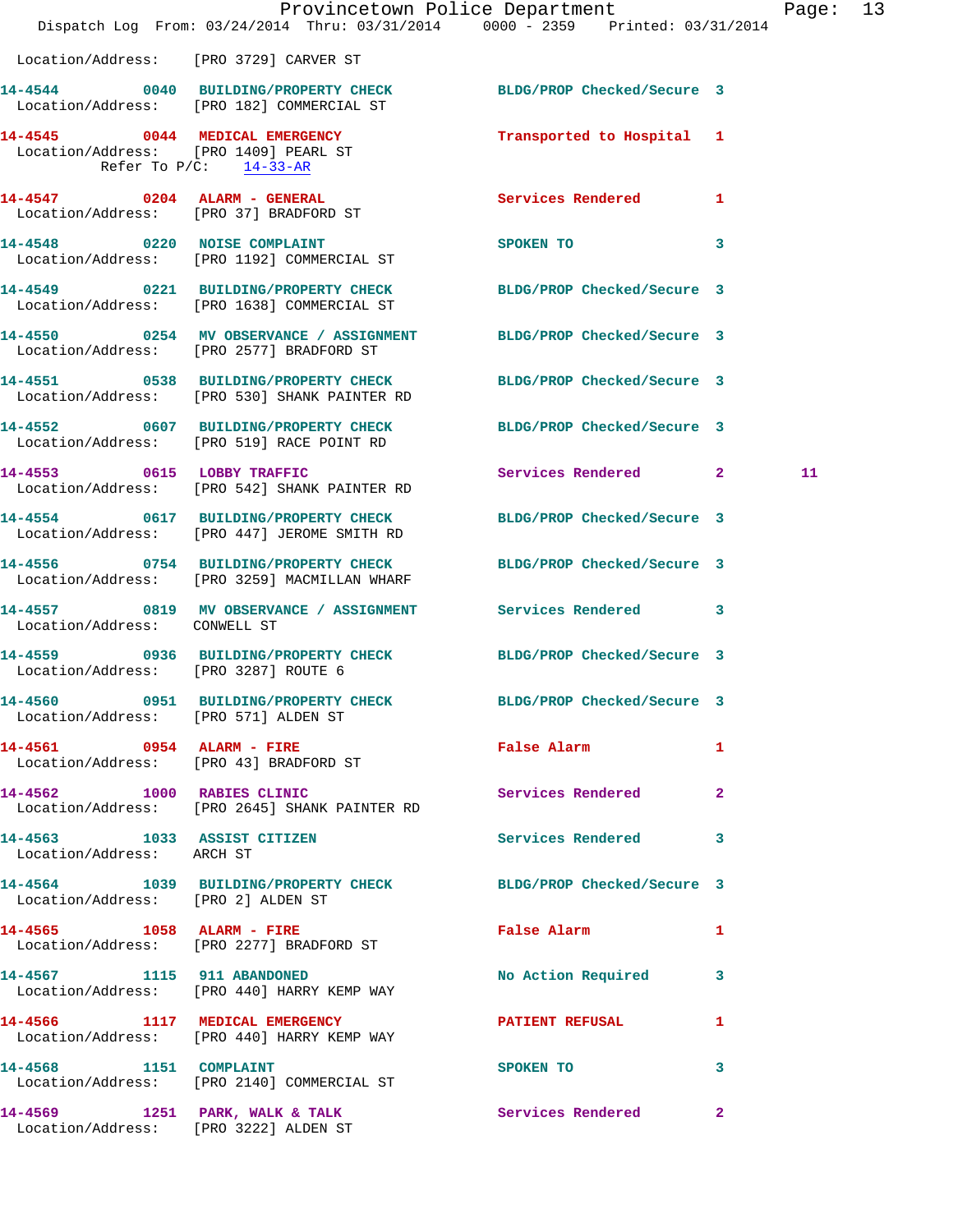Location/Address: [PRO 3729] CARVER ST

**14-4544** 0040 BUILDING/PROPERTY CHECK — BLDG/PROP Checked/Secure 3
Location/Address: [PRO 182] COMMERCIAL ST

**14-4545** 0044 MEDICAL EMERGENCY — Transported to Hospital 1
Location/Address: [PRO 1409] PEARL ST
Refer To P/C: 14-33-AR

**14-4547** 0204 ALARM - GENERAL — Services Rendered 1
Location/Address: [PRO 37] BRADFORD ST

**14-4548** 0220 NOISE COMPLAINT — SPOKEN TO 3
Location/Address: [PRO 1192] COMMERCIAL ST

**14-4549** 0221 BUILDING/PROPERTY CHECK — BLDG/PROP Checked/Secure 3
Location/Address: [PRO 1638] COMMERCIAL ST

**14-4550** 0254 MV OBSERVANCE / ASSIGNMENT — BLDG/PROP Checked/Secure 3
Location/Address: [PRO 2577] BRADFORD ST

**14-4551** 0538 BUILDING/PROPERTY CHECK — BLDG/PROP Checked/Secure 3
Location/Address: [PRO 530] SHANK PAINTER RD

**14-4552** 0607 BUILDING/PROPERTY CHECK — BLDG/PROP Checked/Secure 3
Location/Address: [PRO 519] RACE POINT RD

**14-4553** 0615 LOBBY TRAFFIC — Services Rendered 2 11
Location/Address: [PRO 542] SHANK PAINTER RD

**14-4554** 0617 BUILDING/PROPERTY CHECK — BLDG/PROP Checked/Secure 3
Location/Address: [PRO 447] JEROME SMITH RD

**14-4556** 0754 BUILDING/PROPERTY CHECK — BLDG/PROP Checked/Secure 3
Location/Address: [PRO 3259] MACMILLAN WHARF

**14-4557** 0819 MV OBSERVANCE / ASSIGNMENT — Services Rendered 3
Location/Address: CONWELL ST

**14-4559** 0936 BUILDING/PROPERTY CHECK — BLDG/PROP Checked/Secure 3
Location/Address: [PRO 3287] ROUTE 6

**14-4560** 0951 BUILDING/PROPERTY CHECK — BLDG/PROP Checked/Secure 3
Location/Address: [PRO 571] ALDEN ST

**14-4561** 0954 ALARM - FIRE — False Alarm 1
Location/Address: [PRO 43] BRADFORD ST

**14-4562** 1000 RABIES CLINIC — Services Rendered 2
Location/Address: [PRO 2645] SHANK PAINTER RD

**14-4563** 1033 ASSIST CITIZEN — Services Rendered 3
Location/Address: ARCH ST

**14-4564** 1039 BUILDING/PROPERTY CHECK — BLDG/PROP Checked/Secure 3
Location/Address: [PRO 2] ALDEN ST

**14-4565** 1058 ALARM - FIRE — False Alarm 1
Location/Address: [PRO 2277] BRADFORD ST

**14-4567** 1115 911 ABANDONED — No Action Required 3
Location/Address: [PRO 440] HARRY KEMP WAY

**14-4566** 1117 MEDICAL EMERGENCY — PATIENT REFUSAL 1
Location/Address: [PRO 440] HARRY KEMP WAY

**14-4568** 1151 COMPLAINT — SPOKEN TO 3
Location/Address: [PRO 2140] COMMERCIAL ST

**14-4569** 1251 PARK, WALK & TALK — Services Rendered 2
Location/Address: [PRO 3222] ALDEN ST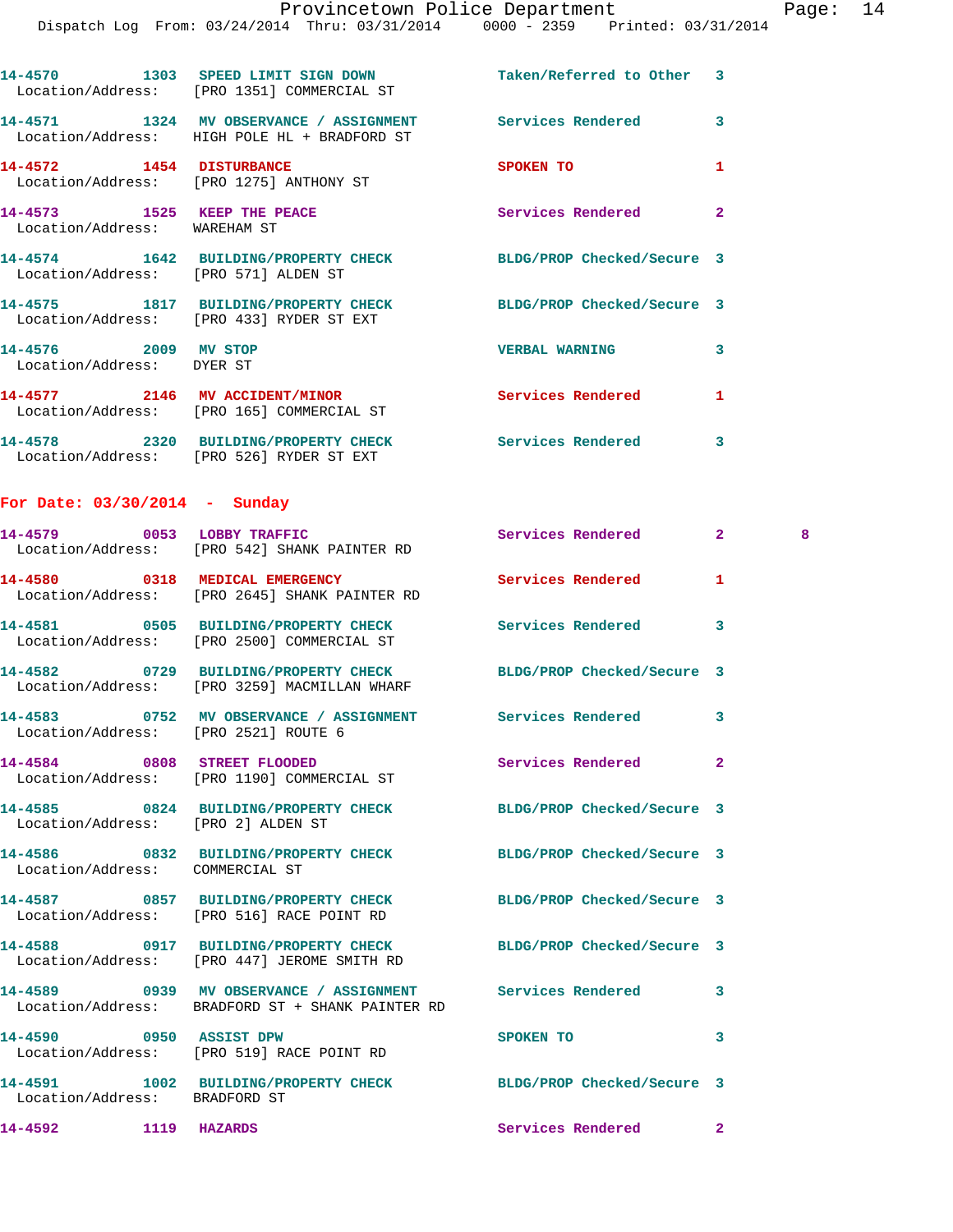14-4570 1303 SPEED LIMIT SIGN DOWN Taken/Referred to Other 3
Location/Address: [PRO 1351] COMMERCIAL ST

14-4571 1324 MV OBSERVANCE / ASSIGNMENT Services Rendered 3
Location/Address: HIGH POLE HL + BRADFORD ST

14-4572 1454 DISTURBANCE SPOKEN TO 1
Location/Address: [PRO 1275] ANTHONY ST

14-4573 1525 KEEP THE PEACE Services Rendered 2
Location/Address: WAREHAM ST

14-4574 1642 BUILDING/PROPERTY CHECK BLDG/PROP Checked/Secure 3
Location/Address: [PRO 571] ALDEN ST

14-4575 1817 BUILDING/PROPERTY CHECK BLDG/PROP Checked/Secure 3
Location/Address: [PRO 433] RYDER ST EXT

14-4576 2009 MV STOP VERBAL WARNING 3
Location/Address: DYER ST

14-4577 2146 MV ACCIDENT/MINOR Services Rendered 1
Location/Address: [PRO 165] COMMERCIAL ST

14-4578 2320 BUILDING/PROPERTY CHECK Services Rendered 3
Location/Address: [PRO 526] RYDER ST EXT

## For Date: 03/30/2014 - Sunday

14-4579 0053 LOBBY TRAFFIC Services Rendered 2 8
Location/Address: [PRO 542] SHANK PAINTER RD

14-4580 0318 MEDICAL EMERGENCY Services Rendered 1
Location/Address: [PRO 2645] SHANK PAINTER RD

14-4581 0505 BUILDING/PROPERTY CHECK Services Rendered 3
Location/Address: [PRO 2500] COMMERCIAL ST

14-4582 0729 BUILDING/PROPERTY CHECK BLDG/PROP Checked/Secure 3
Location/Address: [PRO 3259] MACMILLAN WHARF

14-4583 0752 MV OBSERVANCE / ASSIGNMENT Services Rendered 3
Location/Address: [PRO 2521] ROUTE 6

14-4584 0808 STREET FLOODED Services Rendered 2
Location/Address: [PRO 1190] COMMERCIAL ST

14-4585 0824 BUILDING/PROPERTY CHECK BLDG/PROP Checked/Secure 3
Location/Address: [PRO 2] ALDEN ST

14-4586 0832 BUILDING/PROPERTY CHECK BLDG/PROP Checked/Secure 3
Location/Address: COMMERCIAL ST

14-4587 0857 BUILDING/PROPERTY CHECK BLDG/PROP Checked/Secure 3
Location/Address: [PRO 516] RACE POINT RD

14-4588 0917 BUILDING/PROPERTY CHECK BLDG/PROP Checked/Secure 3
Location/Address: [PRO 447] JEROME SMITH RD

14-4589 0939 MV OBSERVANCE / ASSIGNMENT Services Rendered 3
Location/Address: BRADFORD ST + SHANK PAINTER RD

14-4590 0950 ASSIST DPW SPOKEN TO 3
Location/Address: [PRO 519] RACE POINT RD

14-4591 1002 BUILDING/PROPERTY CHECK BLDG/PROP Checked/Secure 3
Location/Address: BRADFORD ST

14-4592 1119 HAZARDS Services Rendered 2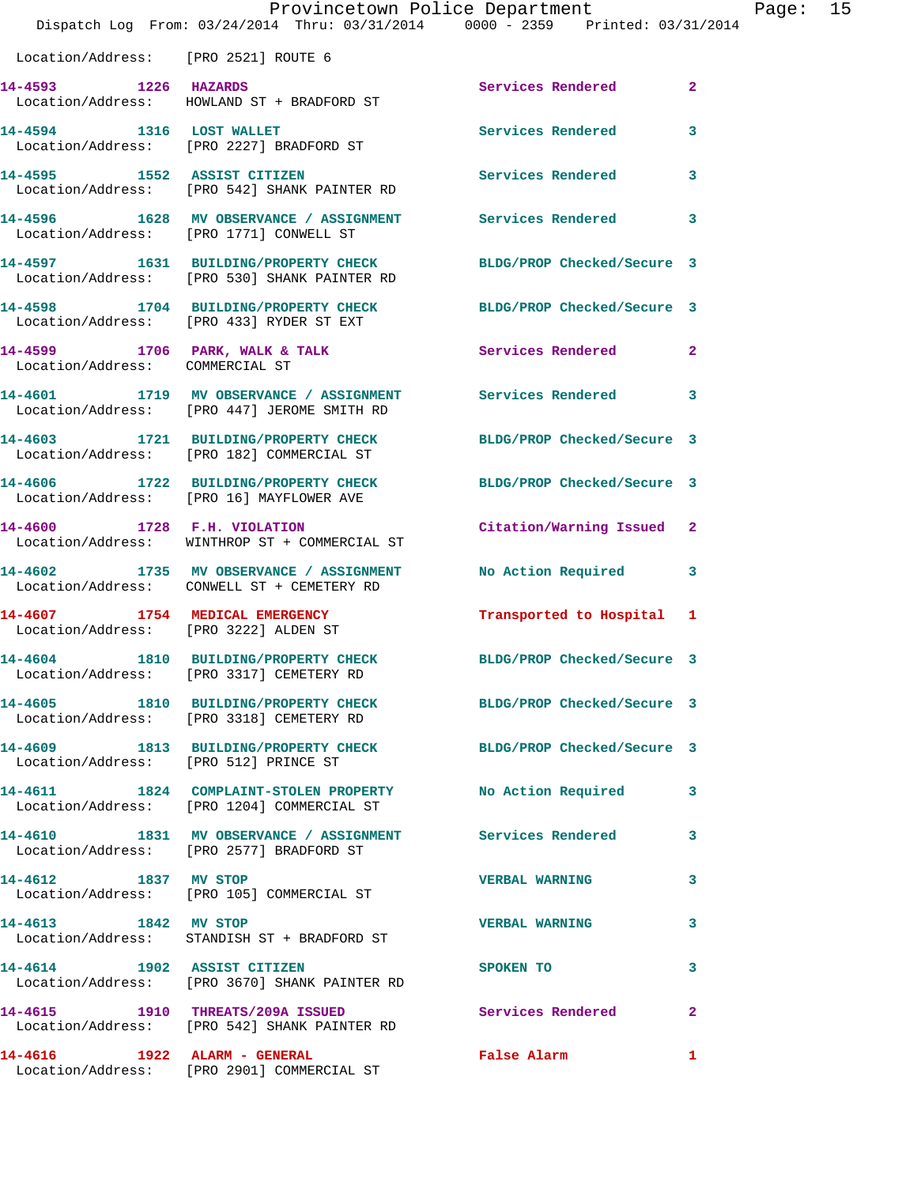Location/Address: [PRO 2521] ROUTE 6

| Call # | Time | Call Reason | Action | Priority |
|---|---|---|---|---|
| 14-4593 | 1226 | HAZARDS | Services Rendered | 2 |
| Location/Address: HOWLAND ST + BRADFORD ST | | | | |
| 14-4594 | 1316 | LOST WALLET | Services Rendered | 3 |
| Location/Address: [PRO 2227] BRADFORD ST | | | | |
| 14-4595 | 1552 | ASSIST CITIZEN | Services Rendered | 3 |
| Location/Address: [PRO 542] SHANK PAINTER RD | | | | |
| 14-4596 | 1628 | MV OBSERVANCE / ASSIGNMENT | Services Rendered | 3 |
| Location/Address: [PRO 1771] CONWELL ST | | | | |
| 14-4597 | 1631 | BUILDING/PROPERTY CHECK | BLDG/PROP Checked/Secure | 3 |
| Location/Address: [PRO 530] SHANK PAINTER RD | | | | |
| 14-4598 | 1704 | BUILDING/PROPERTY CHECK | BLDG/PROP Checked/Secure | 3 |
| Location/Address: [PRO 433] RYDER ST EXT | | | | |
| 14-4599 | 1706 | PARK, WALK & TALK | Services Rendered | 2 |
| Location/Address: COMMERCIAL ST | | | | |
| 14-4601 | 1719 | MV OBSERVANCE / ASSIGNMENT | Services Rendered | 3 |
| Location/Address: [PRO 447] JEROME SMITH RD | | | | |
| 14-4603 | 1721 | BUILDING/PROPERTY CHECK | BLDG/PROP Checked/Secure | 3 |
| Location/Address: [PRO 182] COMMERCIAL ST | | | | |
| 14-4606 | 1722 | BUILDING/PROPERTY CHECK | BLDG/PROP Checked/Secure | 3 |
| Location/Address: [PRO 16] MAYFLOWER AVE | | | | |
| 14-4600 | 1728 | F.H. VIOLATION | Citation/Warning Issued | 2 |
| Location/Address: WINTHROP ST + COMMERCIAL ST | | | | |
| 14-4602 | 1735 | MV OBSERVANCE / ASSIGNMENT | No Action Required | 3 |
| Location/Address: CONWELL ST + CEMETERY RD | | | | |
| 14-4607 | 1754 | MEDICAL EMERGENCY | Transported to Hospital | 1 |
| Location/Address: [PRO 3222] ALDEN ST | | | | |
| 14-4604 | 1810 | BUILDING/PROPERTY CHECK | BLDG/PROP Checked/Secure | 3 |
| Location/Address: [PRO 3317] CEMETERY RD | | | | |
| 14-4605 | 1810 | BUILDING/PROPERTY CHECK | BLDG/PROP Checked/Secure | 3 |
| Location/Address: [PRO 3318] CEMETERY RD | | | | |
| 14-4609 | 1813 | BUILDING/PROPERTY CHECK | BLDG/PROP Checked/Secure | 3 |
| Location/Address: [PRO 512] PRINCE ST | | | | |
| 14-4611 | 1824 | COMPLAINT-STOLEN PROPERTY | No Action Required | 3 |
| Location/Address: [PRO 1204] COMMERCIAL ST | | | | |
| 14-4610 | 1831 | MV OBSERVANCE / ASSIGNMENT | Services Rendered | 3 |
| Location/Address: [PRO 2577] BRADFORD ST | | | | |
| 14-4612 | 1837 | MV STOP | VERBAL WARNING | 3 |
| Location/Address: [PRO 105] COMMERCIAL ST | | | | |
| 14-4613 | 1842 | MV STOP | VERBAL WARNING | 3 |
| Location/Address: STANDISH ST + BRADFORD ST | | | | |
| 14-4614 | 1902 | ASSIST CITIZEN | SPOKEN TO | 3 |
| Location/Address: [PRO 3670] SHANK PAINTER RD | | | | |
| 14-4615 | 1910 | THREATS/209A ISSUED | Services Rendered | 2 |
| Location/Address: [PRO 542] SHANK PAINTER RD | | | | |
| 14-4616 | 1922 | ALARM - GENERAL | False Alarm | 1 |
| Location/Address: [PRO 2901] COMMERCIAL ST | | | | |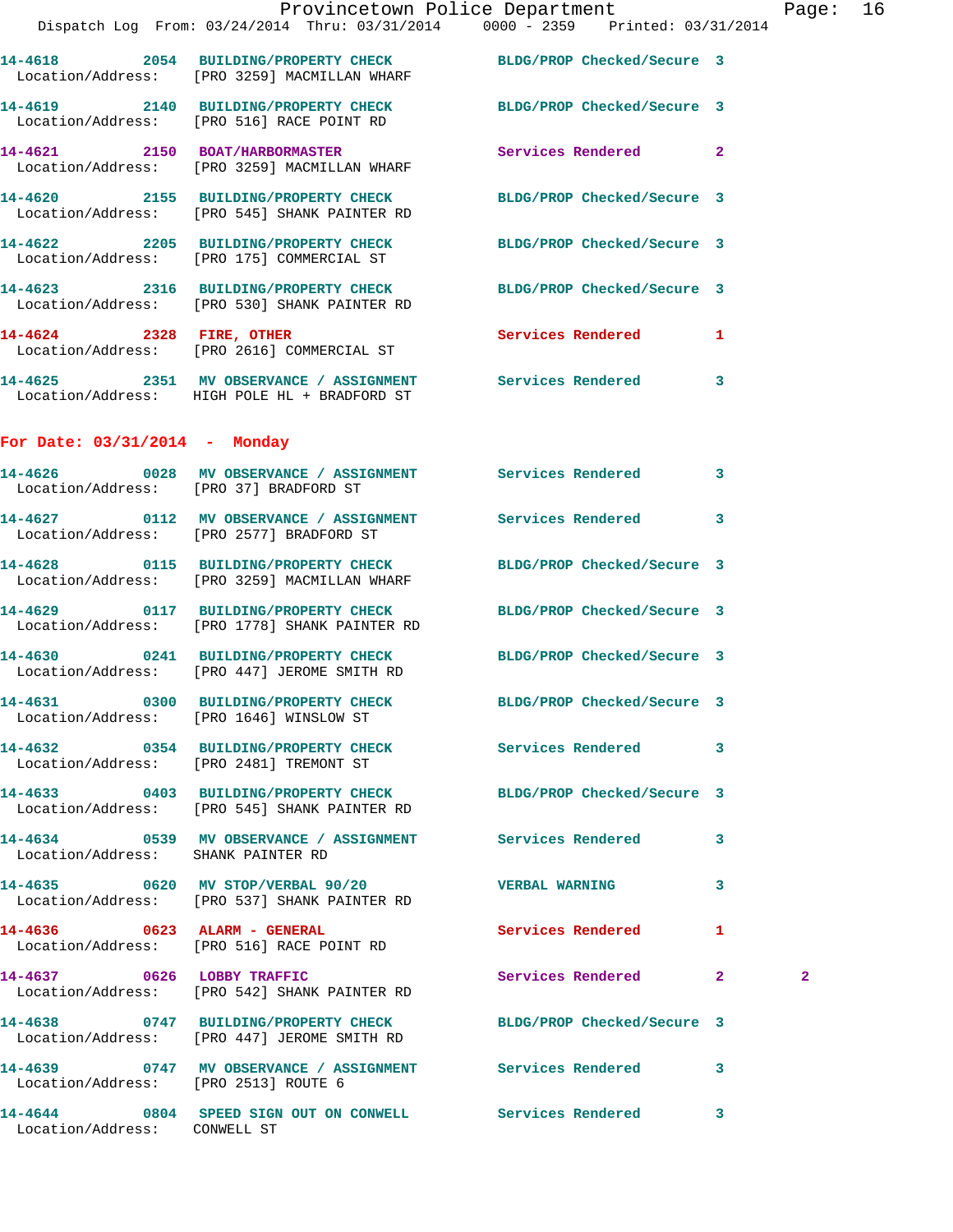14-4618 2054 BUILDING/PROPERTY CHECK BLDG/PROP Checked/Secure 3
Location/Address: [PRO 3259] MACMILLAN WHARF

14-4619 2140 BUILDING/PROPERTY CHECK BLDG/PROP Checked/Secure 3
Location/Address: [PRO 516] RACE POINT RD

14-4621 2150 BOAT/HARBORMASTER Services Rendered 2
Location/Address: [PRO 3259] MACMILLAN WHARF

14-4620 2155 BUILDING/PROPERTY CHECK BLDG/PROP Checked/Secure 3
Location/Address: [PRO 545] SHANK PAINTER RD

14-4622 2205 BUILDING/PROPERTY CHECK BLDG/PROP Checked/Secure 3
Location/Address: [PRO 175] COMMERCIAL ST

14-4623 2316 BUILDING/PROPERTY CHECK BLDG/PROP Checked/Secure 3
Location/Address: [PRO 530] SHANK PAINTER RD

14-4624 2328 FIRE, OTHER Services Rendered 1
Location/Address: [PRO 2616] COMMERCIAL ST

14-4625 2351 MV OBSERVANCE / ASSIGNMENT Services Rendered 3
Location/Address: HIGH POLE HL + BRADFORD ST

## For Date: 03/31/2014 - Monday

14-4626 0028 MV OBSERVANCE / ASSIGNMENT Services Rendered 3
Location/Address: [PRO 37] BRADFORD ST

14-4627 0112 MV OBSERVANCE / ASSIGNMENT Services Rendered 3
Location/Address: [PRO 2577] BRADFORD ST

14-4628 0115 BUILDING/PROPERTY CHECK BLDG/PROP Checked/Secure 3
Location/Address: [PRO 3259] MACMILLAN WHARF

14-4629 0117 BUILDING/PROPERTY CHECK BLDG/PROP Checked/Secure 3
Location/Address: [PRO 1778] SHANK PAINTER RD

14-4630 0241 BUILDING/PROPERTY CHECK BLDG/PROP Checked/Secure 3
Location/Address: [PRO 447] JEROME SMITH RD

14-4631 0300 BUILDING/PROPERTY CHECK BLDG/PROP Checked/Secure 3
Location/Address: [PRO 1646] WINSLOW ST

14-4632 0354 BUILDING/PROPERTY CHECK Services Rendered 3
Location/Address: [PRO 2481] TREMONT ST

14-4633 0403 BUILDING/PROPERTY CHECK BLDG/PROP Checked/Secure 3
Location/Address: [PRO 545] SHANK PAINTER RD

14-4634 0539 MV OBSERVANCE / ASSIGNMENT Services Rendered 3
Location/Address: SHANK PAINTER RD

14-4635 0620 MV STOP/VERBAL 90/20 VERBAL WARNING 3
Location/Address: [PRO 537] SHANK PAINTER RD

14-4636 0623 ALARM - GENERAL Services Rendered 1
Location/Address: [PRO 516] RACE POINT RD

14-4637 0626 LOBBY TRAFFIC Services Rendered 2 2
Location/Address: [PRO 542] SHANK PAINTER RD

14-4638 0747 BUILDING/PROPERTY CHECK BLDG/PROP Checked/Secure 3
Location/Address: [PRO 447] JEROME SMITH RD

14-4639 0747 MV OBSERVANCE / ASSIGNMENT Services Rendered 3
Location/Address: [PRO 2513] ROUTE 6

14-4644 0804 SPEED SIGN OUT ON CONWELL Services Rendered 3
Location/Address: CONWELL ST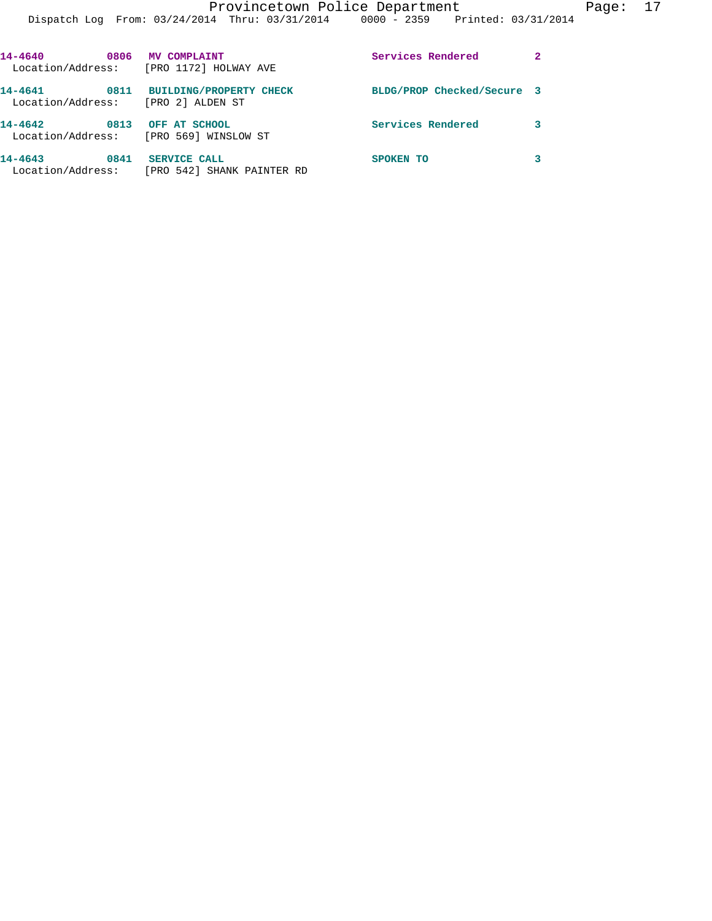14-4640 0806 MV COMPLAINT Services Rendered 2
Location/Address: [PRO 1172] HOLWAY AVE

14-4641 0811 BUILDING/PROPERTY CHECK BLDG/PROP Checked/Secure 3
Location/Address: [PRO 2] ALDEN ST

14-4642 0813 OFF AT SCHOOL Services Rendered 3
Location/Address: [PRO 569] WINSLOW ST

14-4643 0841 SERVICE CALL SPOKEN TO 3
Location/Address: [PRO 542] SHANK PAINTER RD